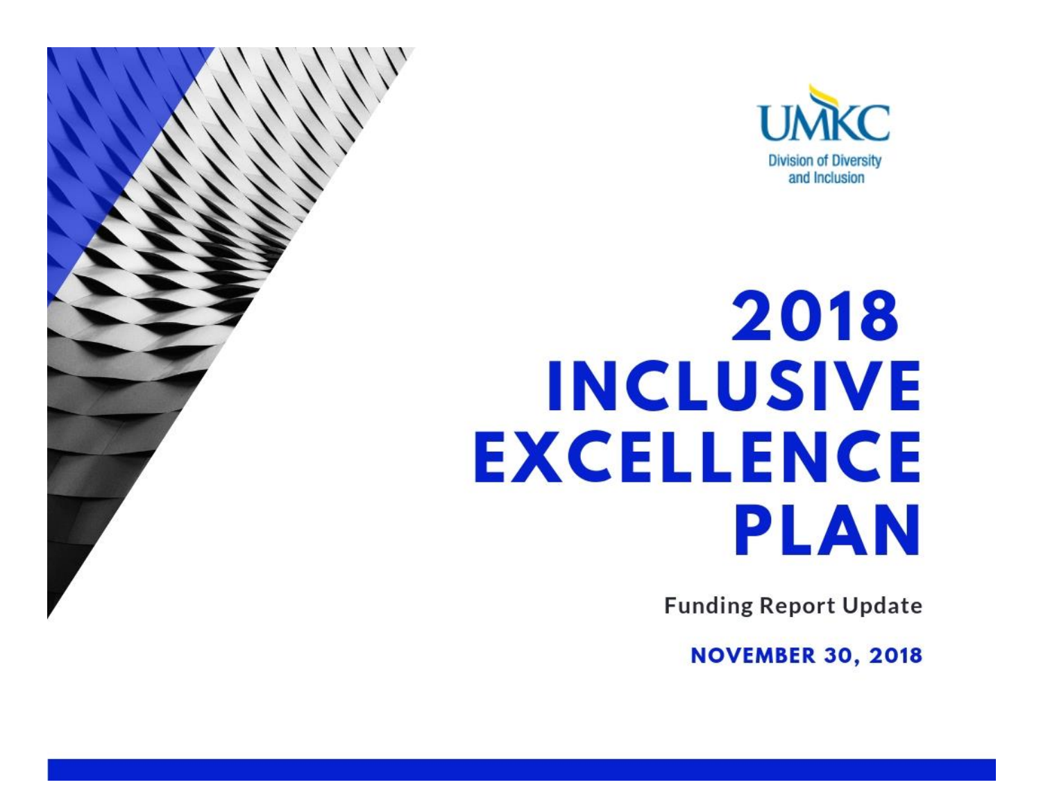UMKC

Division of Diversity and Inclusion

# 2018 INCLUSIVE EXCELLENCE PLAN

**Funding Report Update**

**NOVEMBER 30, 2018**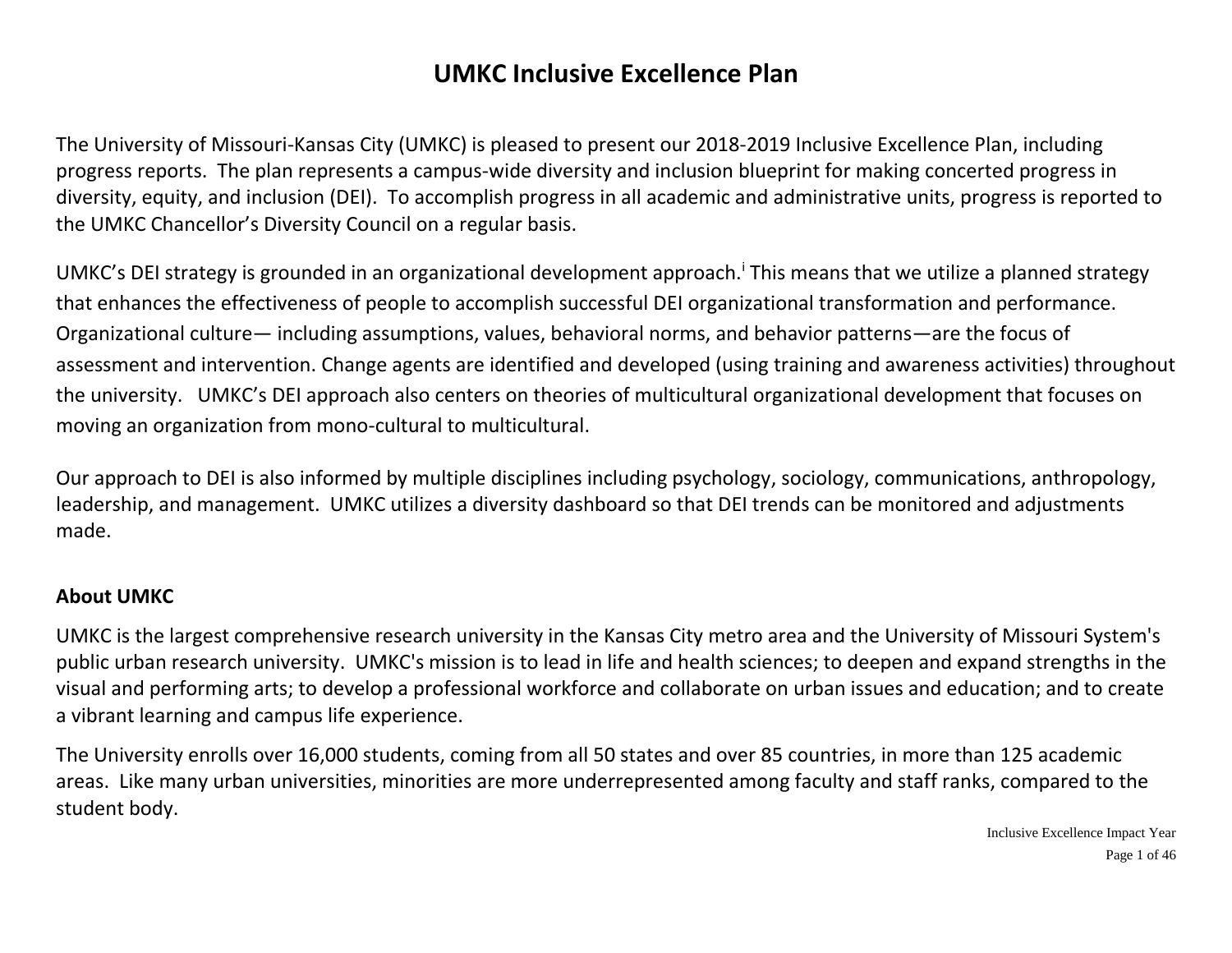# UMKC Inclusive Excellence Plan

The University of Missouri-Kansas City (UMKC) is pleased to present our 2018-2019 Inclusive Excellence Plan, including progress reports. The plan represents a campus-wide diversity and inclusion blueprint for making concerted progress in diversity, equity, and inclusion (DEI). To accomplish progress in all academic and administrative units, progress is reported to the UMKC Chancellor's Diversity Council on a regular basis.

UMKC's DEI strategy is grounded in an organizational development approach.[i] This means that we utilize a planned strategy that enhances the effectiveness of people to accomplish successful DEI organizational transformation and performance. Organizational culture— including assumptions, values, behavioral norms, and behavior patterns—are the focus of assessment and intervention. Change agents are identified and developed (using training and awareness activities) throughout the university. UMKC's DEI approach also centers on theories of multicultural organizational development that focuses on moving an organization from mono-cultural to multicultural.

Our approach to DEI is also informed by multiple disciplines including psychology, sociology, communications, anthropology, leadership, and management. UMKC utilizes a diversity dashboard so that DEI trends can be monitored and adjustments made.

## About UMKC

UMKC is the largest comprehensive research university in the Kansas City metro area and the University of Missouri System's public urban research university. UMKC's mission is to lead in life and health sciences; to deepen and expand strengths in the visual and performing arts; to develop a professional workforce and collaborate on urban issues and education; and to create a vibrant learning and campus life experience.

The University enrolls over 16,000 students, coming from all 50 states and over 85 countries, in more than 125 academic areas. Like many urban universities, minorities are more underrepresented among faculty and staff ranks, compared to the student body.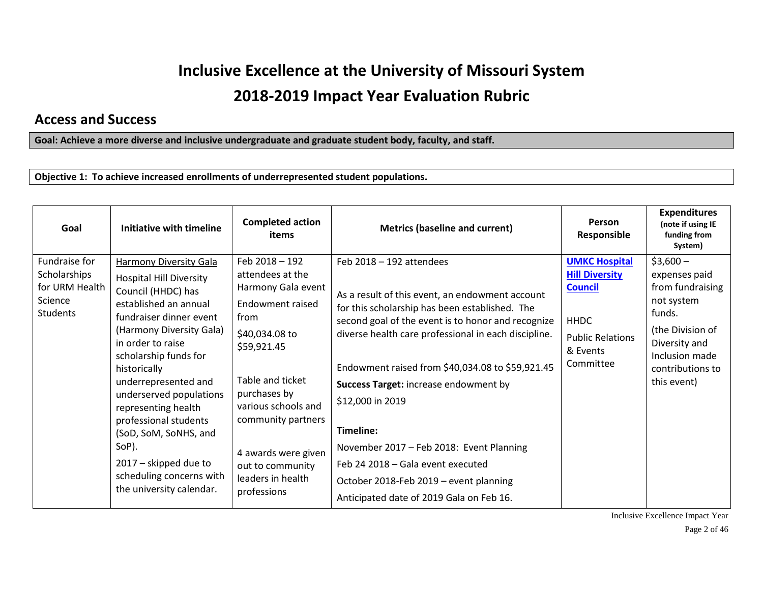# Inclusive Excellence at the University of Missouri System

# 2018-2019 Impact Year Evaluation Rubric

## Access and Success

**Goal: Achieve a more diverse and inclusive undergraduate and graduate student body, faculty, and staff.**

**Objective 1: To achieve increased enrollments of underrepresented student populations.**

| Goal | Initiative with timeline | Completed action items | Metrics (baseline and current) | Person Responsible | Expenditures (note if using IE funding from System) |
|---|---|---|---|---|---|
| Fundraise for Scholarships for URM Health Science Students | Harmony Diversity Gala<br>Hospital Hill Diversity Council (HHDC) has established an annual fundraiser dinner event (Harmony Diversity Gala) in order to raise scholarship funds for historically underrepresented and underserved populations representing health professional students (SoD, SoM, SoNHS, and SoP).<br>2017 – skipped due to scheduling concerns with the university calendar. | Feb 2018 – 192 attendees at the Harmony Gala event<br>Endowment raised from<br>$40,034.08 to $59,921.45<br><br>Table and ticket purchases by various schools and community partners<br><br>4 awards were given out to community leaders in health professions | Feb 2018 – 192 attendees<br><br>As a result of this event, an endowment account for this scholarship has been established. The second goal of the event is to honor and recognize diverse health care professional in each discipline.<br><br>Endowment raised from $40,034.08 to $59,921.45<br>**Success Target:** increase endowment by<br>$12,000 in 2019<br><br>**Timeline:**<br>November 2017 – Feb 2018: Event Planning<br>Feb 24 2018 – Gala event executed<br>October 2018-Feb 2019 – event planning<br>Anticipated date of 2019 Gala on Feb 16. | **UMKC Hospital Hill Diversity Council**<br><br>HHDC<br>Public Relations & Events Committee | $3,600 – expenses paid from fundraising not system funds.<br>(the Division of Diversity and Inclusion made contributions to this event) |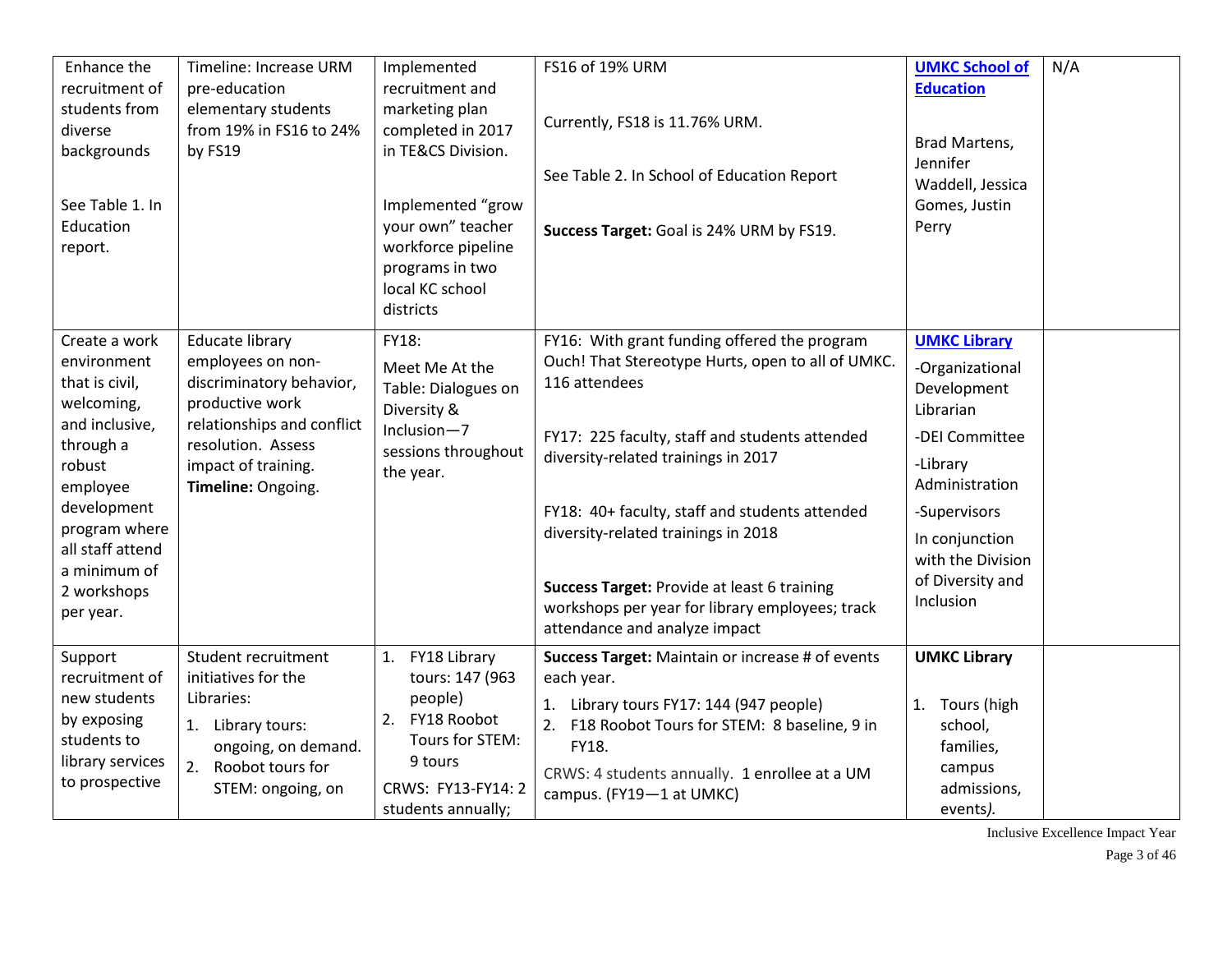| | | | | | |
|---|---|---|---|---|---|
| Enhance the recruitment of students from diverse backgrounds<br><br>See Table 1. In Education report. | Timeline: Increase URM pre-education elementary students from 19% in FS16 to 24% by FS19 | Implemented recruitment and marketing plan completed in 2017 in TE&CS Division.<br><br>Implemented "grow your own" teacher workforce pipeline programs in two local KC school districts | FS16 of 19% URM<br><br>Currently, FS18 is 11.76% URM.<br><br>See Table 2. In School of Education Report<br><br>**Success Target:** Goal is 24% URM by FS19. | **UMKC School of Education**<br><br>Brad Martens, Jennifer Waddell, Jessica Gomes, Justin Perry | N/A |
| Create a work environment that is civil, welcoming, and inclusive, through a robust employee development program where all staff attend a minimum of 2 workshops per year. | Educate library employees on non-discriminatory behavior, productive work relationships and conflict resolution. Assess impact of training. **Timeline:** Ongoing. | FY18:<br>Meet Me At the Table: Dialogues on Diversity & Inclusion—7 sessions throughout the year. | FY16: With grant funding offered the program Ouch! That Stereotype Hurts, open to all of UMKC. 116 attendees<br><br>FY17: 225 faculty, staff and students attended diversity-related trainings in 2017<br><br>FY18: 40+ faculty, staff and students attended diversity-related trainings in 2018<br><br>**Success Target:** Provide at least 6 training workshops per year for library employees; track attendance and analyze impact | **UMKC Library**<br>-Organizational Development Librarian<br>-DEI Committee<br>-Library Administration<br>-Supervisors<br>In conjunction with the Division of Diversity and Inclusion | |
| Support recruitment of new students by exposing students to library services to prospective | Student recruitment initiatives for the Libraries:<br>1. Library tours: ongoing, on demand.<br>2. Roobot tours for STEM: ongoing, on | 1. FY18 Library tours: 147 (963 people)<br>2. FY18 Roobot Tours for STEM: 9 tours<br>CRWS: FY13-FY14: 2 students annually; | **Success Target:** Maintain or increase # of events each year.<br>1. Library tours FY17: 144 (947 people)<br>2. F18 Roobot Tours for STEM: 8 baseline, 9 in FY18.<br>CRWS: 4 students annually. 1 enrollee at a UM campus. (FY19—1 at UMKC) | **UMKC Library**<br>1. Tours (high school, families, campus admissions, events*)*. | |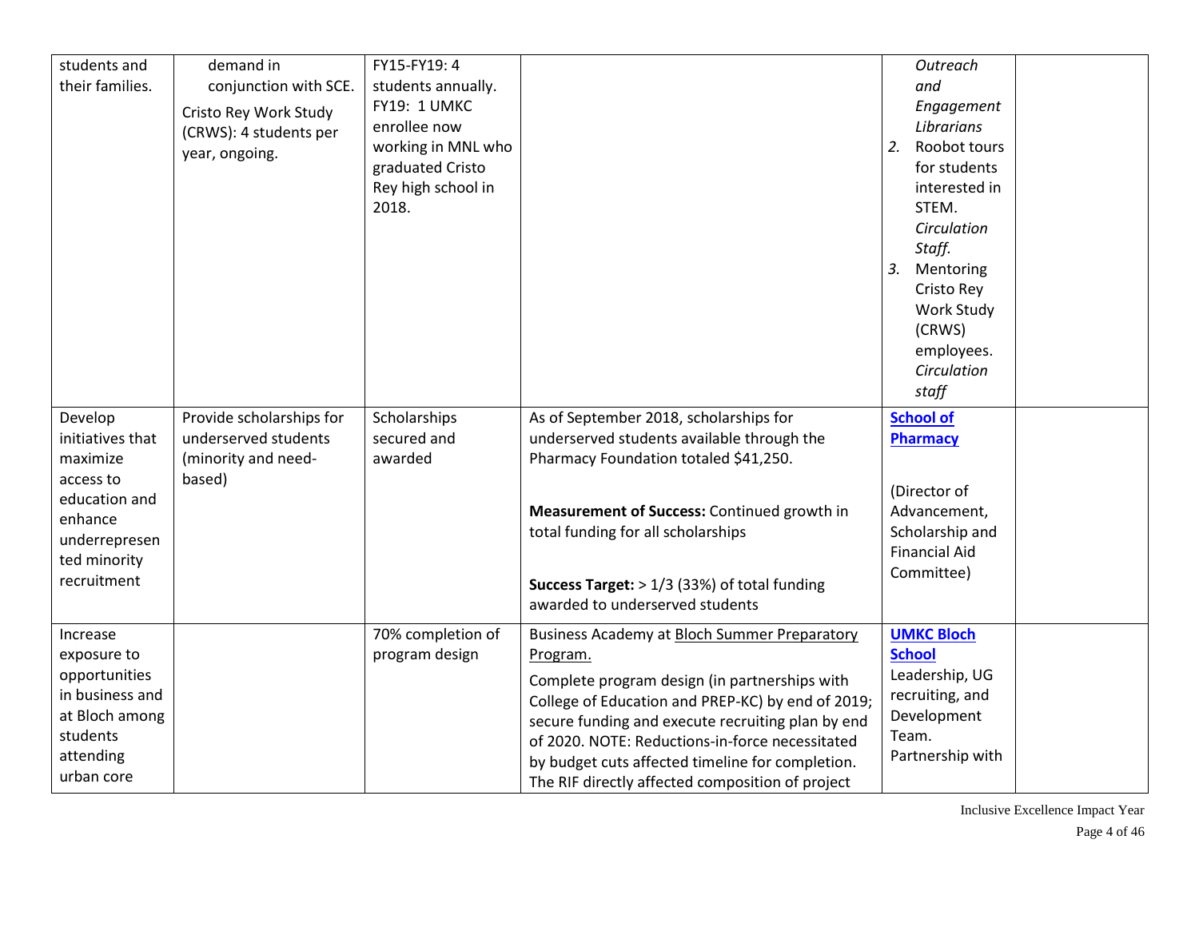| | | | | | |
|---|---|---|---|---|---|
| students and their families. | demand in conjunction with SCE.<br><br>Cristo Rey Work Study (CRWS): 4 students per year, ongoing. | FY15-FY19: 4 students annually.<br>FY19: 1 UMKC enrollee now working in MNL who graduated Cristo Rey high school in 2018. | | *Outreach and Engagement Librarians*<br>2. Roobot tours for students interested in STEM. *Circulation Staff.*<br>3. Mentoring Cristo Rey Work Study (CRWS) employees. *Circulation staff* | |
| Develop initiatives that maximize access to education and enhance underrepresented minority recruitment | Provide scholarships for underserved students (minority and need-based) | Scholarships secured and awarded | As of September 2018, scholarships for underserved students available through the Pharmacy Foundation totaled $41,250.<br><br>**Measurement of Success:** Continued growth in total funding for all scholarships<br><br>**Success Target:** > 1/3 (33%) of total funding awarded to underserved students | **School of Pharmacy**<br><br>(Director of Advancement, Scholarship and Financial Aid Committee) | |
| Increase exposure to opportunities in business and at Bloch among students attending urban core | | 70% completion of program design | Business Academy at Bloch Summer Preparatory Program.<br><br>Complete program design (in partnerships with College of Education and PREP-KC) by end of 2019; secure funding and execute recruiting plan by end of 2020. NOTE: Reductions-in-force necessitated by budget cuts affected timeline for completion. The RIF directly affected composition of project | **UMKC Bloch School** Leadership, UG recruiting, and Development Team. Partnership with | |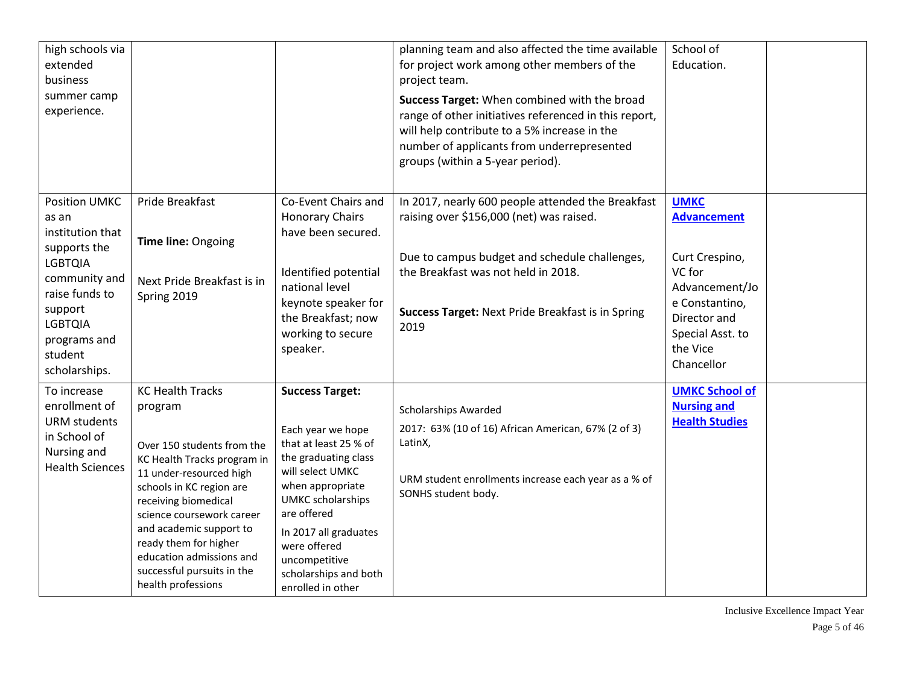| | | | | | |
|---|---|---|---|---|---|
| high schools via extended business summer camp experience. | | | planning team and also affected the time available for project work among other members of the project team.<br><br>**Success Target:** When combined with the broad range of other initiatives referenced in this report, will help contribute to a 5% increase in the number of applicants from underrepresented groups (within a 5-year period). | School of Education. | |
| Position UMKC as an institution that supports the LGBTQIA community and raise funds to support LGBTQIA programs and student scholarships. | Pride Breakfast<br><br>**Time line:** Ongoing<br><br>Next Pride Breakfast is in Spring 2019 | Co-Event Chairs and Honorary Chairs have been secured.<br><br>Identified potential national level keynote speaker for the Breakfast; now working to secure speaker. | In 2017, nearly 600 people attended the Breakfast raising over $156,000 (net) was raised.<br><br>Due to campus budget and schedule challenges, the Breakfast was not held in 2018.<br><br>**Success Target:** Next Pride Breakfast is in Spring 2019 | **UMKC Advancement**<br><br>Curt Crespino, VC for Advancement/Joe Constantino, Director and Special Asst. to the Vice Chancellor | |
| To increase enrollment of URM students in School of Nursing and Health Sciences | KC Health Tracks program<br><br>Over 150 students from the KC Health Tracks program in 11 under-resourced high schools in KC region are receiving biomedical science coursework career and academic support to ready them for higher education admissions and successful pursuits in the health professions | **Success Target:**<br><br>Each year we hope that at least 25 % of the graduating class will select UMKC when appropriate UMKC scholarships are offered<br><br>In 2017 all graduates were offered uncompetitive scholarships and both enrolled in other | Scholarships Awarded<br><br>2017: 63% (10 of 16) African American, 67% (2 of 3) LatinX,<br><br>URM student enrollments increase each year as a % of SONHS student body. | **UMKC School of Nursing and Health Studies** | |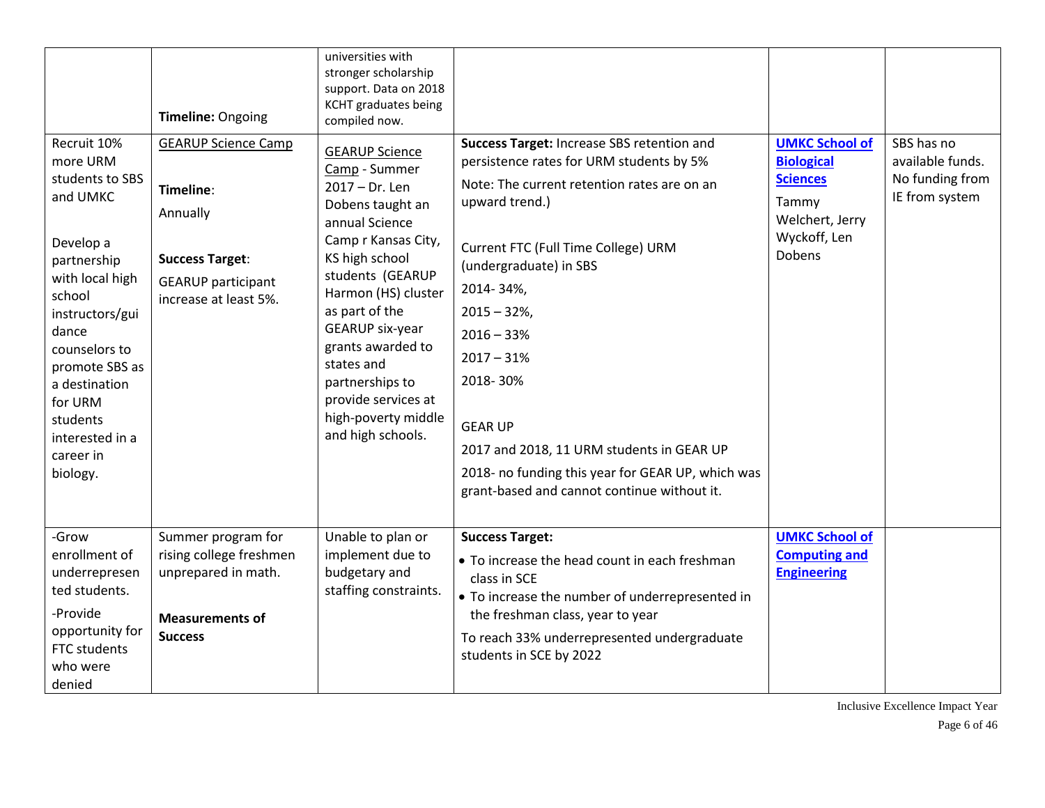| | | | | | |
|---|---|---|---|---|---|
| | **Timeline:** Ongoing | universities with stronger scholarship support. Data on 2018 KCHT graduates being compiled now. | | | |
| Recruit 10% more URM students to SBS and UMKC<br><br>Develop a partnership with local high school instructors/guidance counselors to promote SBS as a destination for URM students interested in a career in biology. | GEARUP Science Camp<br><br>**Timeline**:<br>Annually<br><br>**Success Target**:<br>GEARUP participant increase at least 5%. | GEARUP Science Camp - Summer 2017 – Dr. Len Dobens taught an annual Science Camp r Kansas City, KS high school students (GEARUP Harmon (HS) cluster as part of the GEARUP six-year grants awarded to states and partnerships to provide services at high-poverty middle and high schools. | **Success Target:** Increase SBS retention and persistence rates for URM students by 5%<br>Note: The current retention rates are on an upward trend.)<br><br>Current FTC (Full Time College) URM (undergraduate) in SBS<br>2014- 34%,<br>2015 – 32%,<br>2016 – 33%<br>2017 – 31%<br>2018- 30%<br><br>GEAR UP<br>2017 and 2018, 11 URM students in GEAR UP<br>2018- no funding this year for GEAR UP, which was grant-based and cannot continue without it. | **UMKC School of Biological Sciences**<br>Tammy Welchert, Jerry Wyckoff, Len Dobens | SBS has no available funds. No funding from IE from system |
| -Grow enrollment of underrepresented students.<br>-Provide opportunity for FTC students who were denied | Summer program for rising college freshmen unprepared in math.<br><br>**Measurements of Success** | Unable to plan or implement due to budgetary and staffing constraints. | **Success Target:**<br>• To increase the head count in each freshman class in SCE<br>• To increase the number of underrepresented in the freshman class, year to year<br>To reach 33% underrepresented undergraduate students in SCE by 2022 | **UMKC School of Computing and Engineering** | |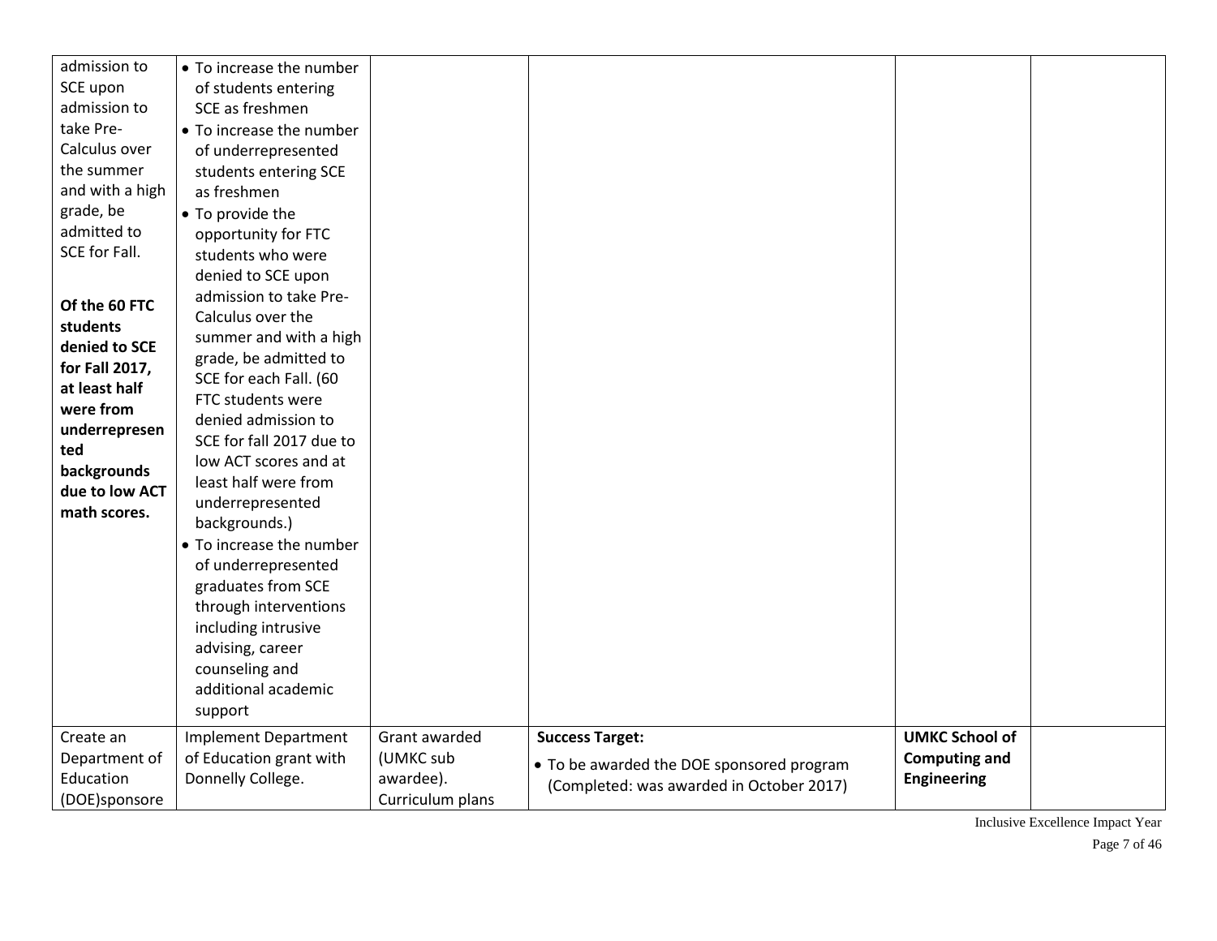| | | | | | |
|---|---|---|---|---|---|
| admission to SCE upon admission to take Pre-Calculus over the summer and with a high grade, be admitted to SCE for Fall.<br><br>**Of the 60 FTC students denied to SCE for Fall 2017, at least half were from underrepresented backgrounds due to low ACT math scores.** | • To increase the number of students entering SCE as freshmen<br>• To increase the number of underrepresented students entering SCE as freshmen<br>• To provide the opportunity for FTC students who were denied to SCE upon admission to take Pre-Calculus over the summer and with a high grade, be admitted to SCE for each Fall. (60 FTC students were denied admission to SCE for fall 2017 due to low ACT scores and at least half were from underrepresented backgrounds.)<br>• To increase the number of underrepresented graduates from SCE through interventions including intrusive advising, career counseling and additional academic support | | | | |
| Create an Department of Education (DOE)sponsore | Implement Department of Education grant with Donnelly College. | Grant awarded (UMKC sub awardee). Curriculum plans | **Success Target:**<br>• To be awarded the DOE sponsored program (Completed: was awarded in October 2017) | **UMKC School of Computing and Engineering** | |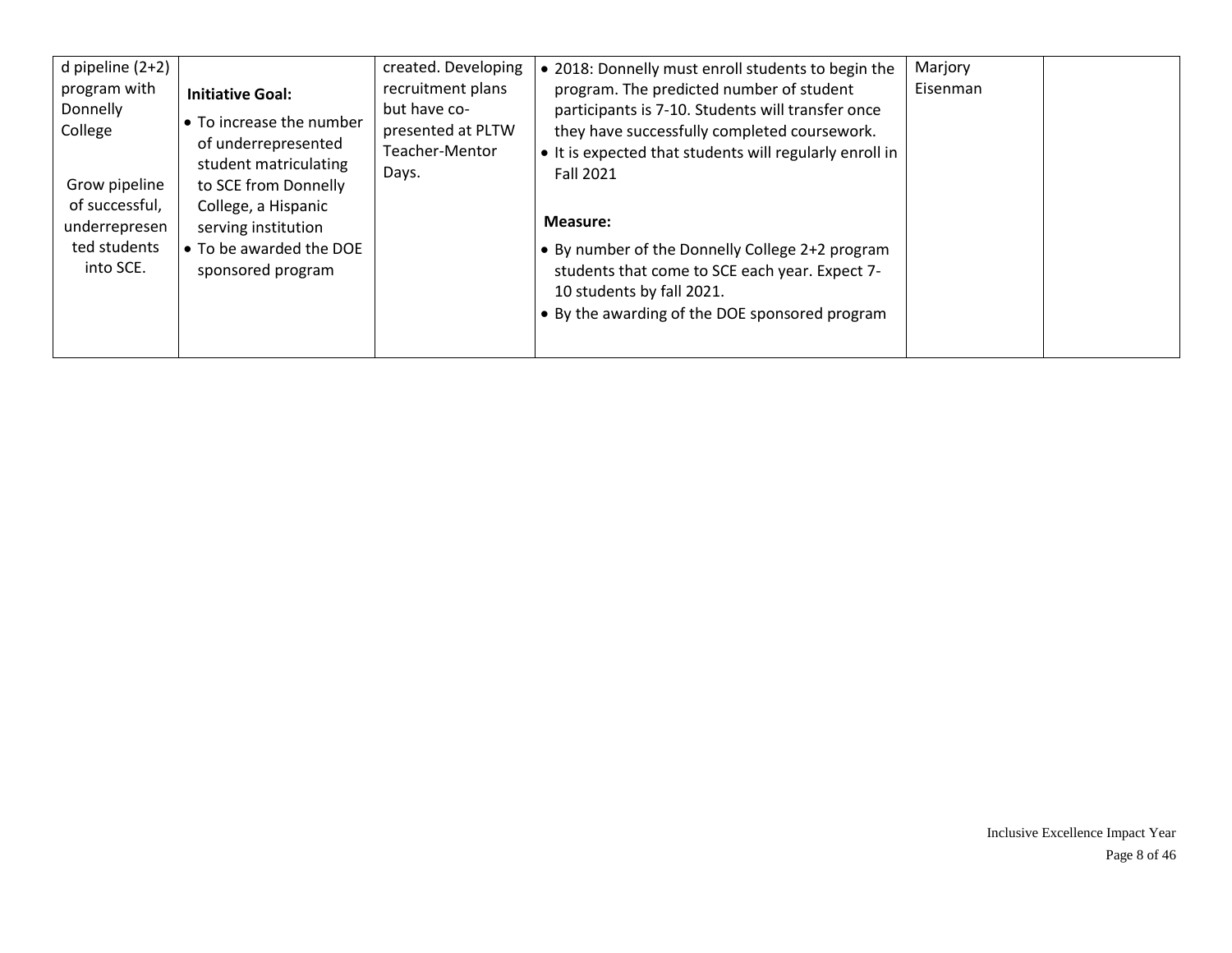| | | | | | |
|---|---|---|---|---|---|
| d pipeline (2+2) program with Donnelly College<br><br>Grow pipeline of successful, underrepresented students into SCE. | **Initiative Goal:**<br>• To increase the number of underrepresented student matriculating to SCE from Donnelly College, a Hispanic serving institution<br>• To be awarded the DOE sponsored program | created. Developing recruitment plans but have co-presented at PLTW Teacher-Mentor Days. | • 2018: Donnelly must enroll students to begin the program. The predicted number of student participants is 7-10. Students will transfer once they have successfully completed coursework.<br>• It is expected that students will regularly enroll in Fall 2021<br><br>**Measure:**<br>• By number of the Donnelly College 2+2 program students that come to SCE each year. Expect 7-10 students by fall 2021.<br>• By the awarding of the DOE sponsored program | Marjory Eisenman | |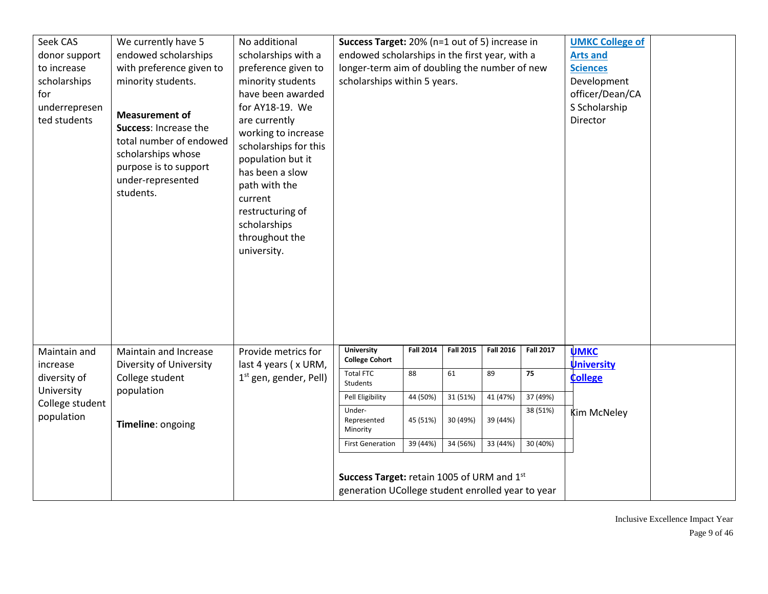| | | | | | |
|---|---|---|---|---|---|
| Seek CAS donor support to increase scholarships for underrepresented students | We currently have 5 endowed scholarships with preference given to minority students.<br><br>**Measurement of Success**: Increase the total number of endowed scholarships whose purpose is to support under-represented students. | No additional scholarships with a preference given to minority students have been awarded for AY18-19. We are currently working to increase scholarships for this population but it has been a slow path with the current restructuring of scholarships throughout the university. | **Success Target:** 20% (n=1 out of 5) increase in endowed scholarships in the first year, with a longer-term aim of doubling the number of new scholarships within 5 years. | UMKC College of Arts and Sciences<br>Development officer/Dean/CAS Scholarship Director | |
| Maintain and increase diversity of University College student population | Maintain and Increase Diversity of University College student population<br><br>**Timeline**: ongoing | Provide metrics for last 4 years ( x URM, 1st gen, gender, Pell) | (see table below)<br><br>**Success Target:** retain 1005 of URM and 1st generation UCollege student enrolled year to year | UMKC University College<br><br>Kim McNeley | |

| University College Cohort | Fall 2014 | Fall 2015 | Fall 2016 | Fall 2017 |
|---|---|---|---|---|
| Total FTC Students | 88 | 61 | 89 | **75** |
| Pell Eligibility | 44 (50%) | 31 (51%) | 41 (47%) | 37 (49%) |
| Under-Represented Minority | 45 (51%) | 30 (49%) | 39 (44%) | 38 (51%) |
| First Generation | 39 (44%) | 34 (56%) | 33 (44%) | 30 (40%) |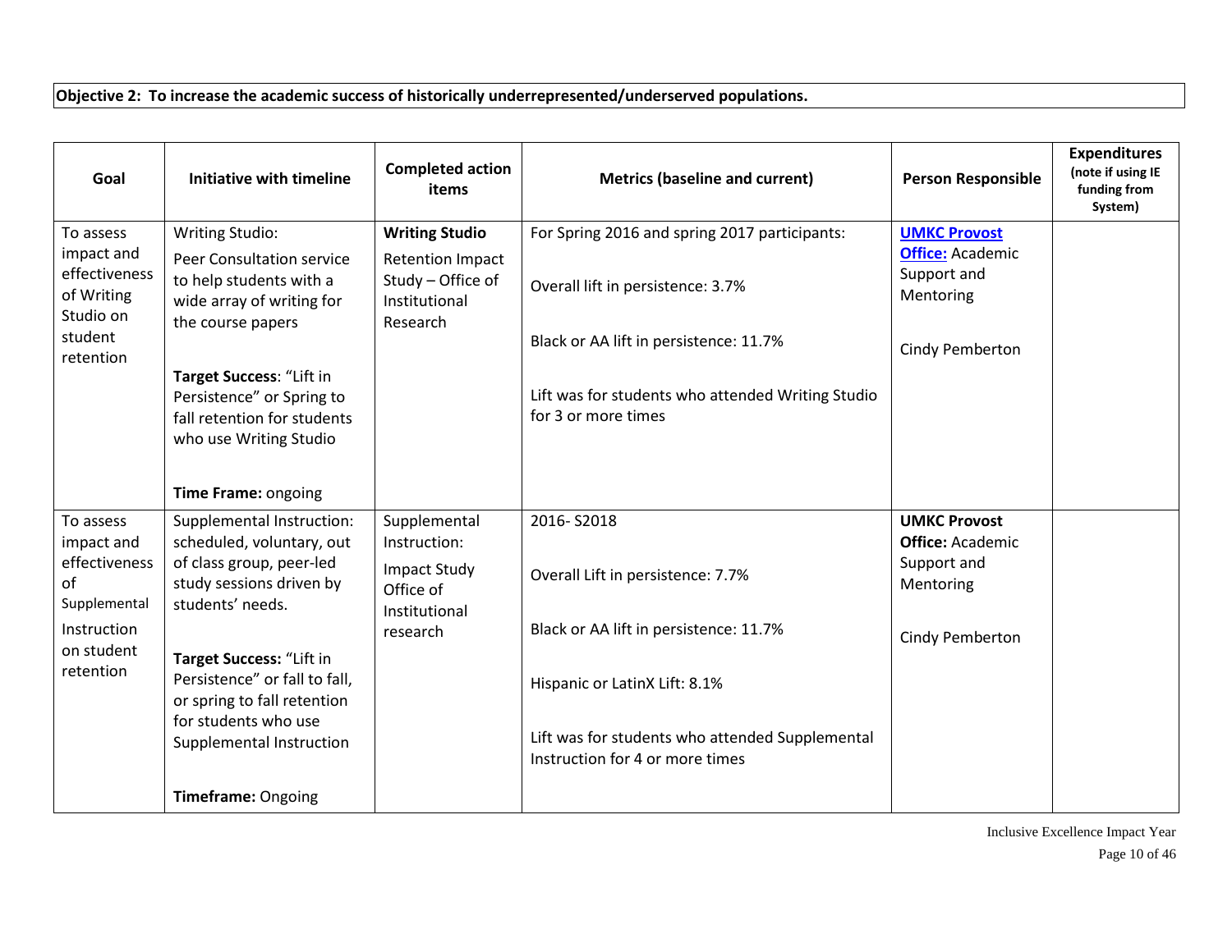**Objective 2: To increase the academic success of historically underrepresented/underserved populations.**

| Goal | Initiative with timeline | Completed action items | Metrics (baseline and current) | Person Responsible | Expenditures (note if using IE funding from System) |
|---|---|---|---|---|---|
| To assess impact and effectiveness of Writing Studio on student retention | Writing Studio:<br>Peer Consultation service to help students with a wide array of writing for the course papers<br><br>**Target Success**: "Lift in Persistence" or Spring to fall retention for students who use Writing Studio<br><br>**Time Frame:** ongoing | **Writing Studio**<br>Retention Impact Study – Office of Institutional Research | For Spring 2016 and spring 2017 participants:<br><br>Overall lift in persistence: 3.7%<br><br>Black or AA lift in persistence: 11.7%<br><br>Lift was for students who attended Writing Studio for 3 or more times | **UMKC Provost Office:** Academic Support and Mentoring<br><br>Cindy Pemberton | |
| To assess impact and effectiveness of Supplemental Instruction on student retention | Supplemental Instruction: scheduled, voluntary, out of class group, peer-led study sessions driven by students' needs.<br><br>**Target Success:** "Lift in Persistence" or fall to fall, or spring to fall retention for students who use Supplemental Instruction<br><br>**Timeframe:** Ongoing | Supplemental Instruction:<br>Impact Study Office of Institutional research | 2016- S2018<br><br>Overall Lift in persistence: 7.7%<br><br>Black or AA lift in persistence: 11.7%<br><br>Hispanic or LatinX Lift: 8.1%<br><br>Lift was for students who attended Supplemental Instruction for 4 or more times | **UMKC Provost Office:** Academic Support and Mentoring<br><br>Cindy Pemberton | |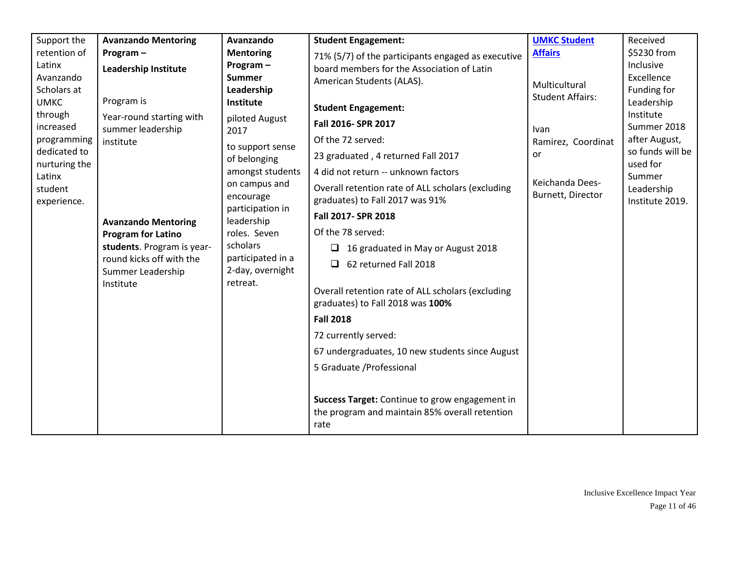| Support the retention of Latinx Avanzando Scholars at UMKC through increased programming dedicated to nurturing the Latinx student experience. | **Avanzando Mentoring Program – Leadership Institute**<br><br>Program is<br><br>Year-round starting with summer leadership institute<br><br>**Avanzando Mentoring Program for Latino students**. Program is year-round kicks off with the Summer Leadership Institute | **Avanzando Mentoring Program – Summer Leadership Institute**<br><br>piloted August 2017<br><br>to support sense of belonging amongst students on campus and encourage participation in leadership roles. Seven scholars participated in a 2-day, overnight retreat. | **Student Engagement:**<br><br>71% (5/7) of the participants engaged as executive board members for the Association of Latin American Students (ALAS).<br><br>**Student Engagement:**<br><br>**Fall 2016- SPR 2017**<br><br>Of the 72 served:<br><br>23 graduated , 4 returned Fall 2017<br><br>4 did not return -- unknown factors<br><br>Overall retention rate of ALL scholars (excluding graduates) to Fall 2017 was 91%<br><br>**Fall 2017- SPR 2018**<br><br>Of the 78 served:<br><br>- 16 graduated in May or August 2018<br>- 62 returned Fall 2018<br><br>Overall retention rate of ALL scholars (excluding graduates) to Fall 2018 was **100%**<br><br>**Fall 2018**<br><br>72 currently served:<br><br>67 undergraduates, 10 new students since August<br><br>5 Graduate /Professional<br><br>**Success Target:** Continue to grow engagement in the program and maintain 85% overall retention rate | **UMKC Student Affairs**<br><br>Multicultural Student Affairs:<br><br>Ivan Ramirez, Coordinator<br><br>Keichanda Dees-Burnett, Director | Received $5230 from Inclusive Excellence Funding for Leadership Institute Summer 2018 after August, so funds will be used for Summer Leadership Institute 2019. |
|---|---|---|---|---|---|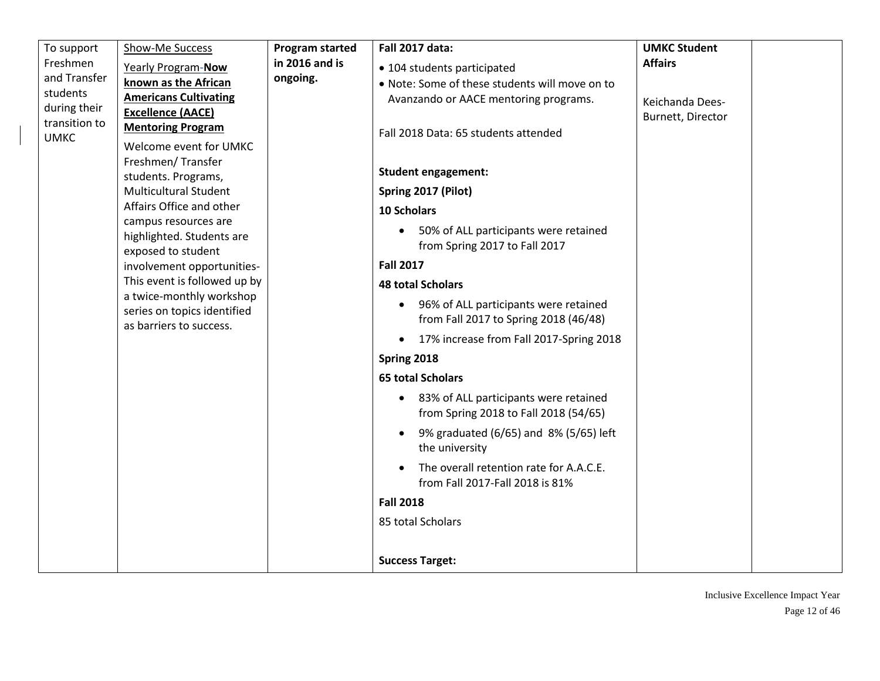| To support Freshmen and Transfer students during their transition to UMKC | Show-Me Success<br><br>Yearly Program-**Now known as the African Americans Cultivating Excellence (AACE) Mentoring Program**<br><br>Welcome event for UMKC Freshmen/ Transfer students. Programs, Multicultural Student Affairs Office and other campus resources are highlighted. Students are exposed to student involvement opportunities-This event is followed up by a twice-monthly workshop series on topics identified as barriers to success. | **Program started in 2016 and is ongoing.** | **Fall 2017 data:**<br><br>• 104 students participated<br>• Note: Some of these students will move on to Avanzando or AACE mentoring programs.<br><br>Fall 2018 Data: 65 students attended<br><br>**Student engagement:**<br><br>**Spring 2017 (Pilot)**<br><br>**10 Scholars**<br><br>• 50% of ALL participants were retained from Spring 2017 to Fall 2017<br><br>**Fall 2017**<br><br>**48 total Scholars**<br><br>• 96% of ALL participants were retained from Fall 2017 to Spring 2018 (46/48)<br>• 17% increase from Fall 2017-Spring 2018<br><br>**Spring 2018**<br><br>**65 total Scholars**<br><br>• 83% of ALL participants were retained from Spring 2018 to Fall 2018 (54/65)<br>• 9% graduated (6/65) and 8% (5/65) left the university<br>• The overall retention rate for A.A.C.E. from Fall 2017-Fall 2018 is 81%<br><br>**Fall 2018**<br><br>85 total Scholars<br><br>**Success Target:** | **UMKC Student Affairs**<br><br>Keichanda Dees-Burnett, Director | |
|---|---|---|---|---|---|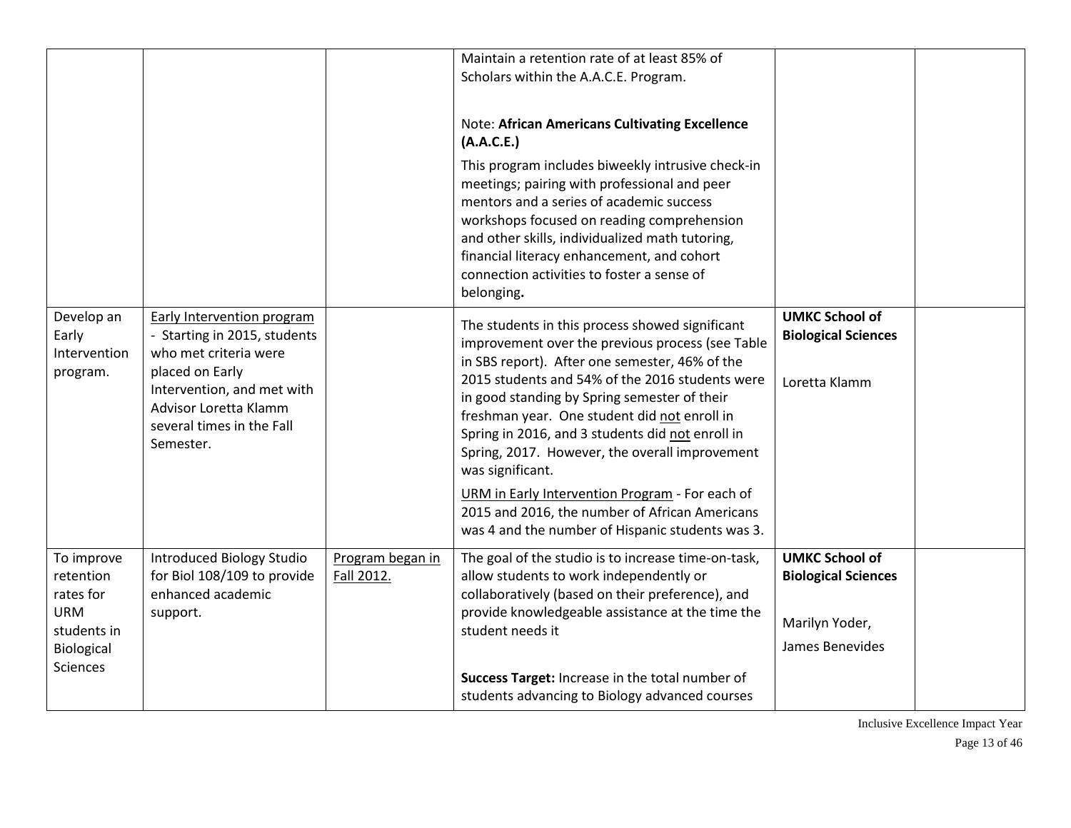| | | | | | |
|---|---|---|---|---|---|
| | | | Maintain a retention rate of at least 85% of Scholars within the A.A.C.E. Program.<br><br>Note: **African Americans Cultivating Excellence (A.A.C.E.)**<br>This program includes biweekly intrusive check-in meetings; pairing with professional and peer mentors and a series of academic success workshops focused on reading comprehension and other skills, individualized math tutoring, financial literacy enhancement, and cohort connection activities to foster a sense of belonging**.** | | |
| Develop an Early Intervention program. | Early Intervention program - Starting in 2015, students who met criteria were placed on Early Intervention, and met with Advisor Loretta Klamm several times in the Fall Semester. | | The students in this process showed significant improvement over the previous process (see Table in SBS report). After one semester, 46% of the 2015 students and 54% of the 2016 students were in good standing by Spring semester of their freshman year. One student did not enroll in Spring in 2016, and 3 students did not enroll in Spring, 2017. However, the overall improvement was significant.<br>URM in Early Intervention Program - For each of 2015 and 2016, the number of African Americans was 4 and the number of Hispanic students was 3. | **UMKC School of Biological Sciences**<br><br>Loretta Klamm | |
| To improve retention rates for URM students in Biological Sciences | Introduced Biology Studio for Biol 108/109 to provide enhanced academic support. | Program began in Fall 2012. | The goal of the studio is to increase time-on-task, allow students to work independently or collaboratively (based on their preference), and provide knowledgeable assistance at the time the student needs it<br><br>**Success Target:** Increase in the total number of students advancing to Biology advanced courses | **UMKC School of Biological Sciences**<br><br>Marilyn Yoder,<br>James Benevides | |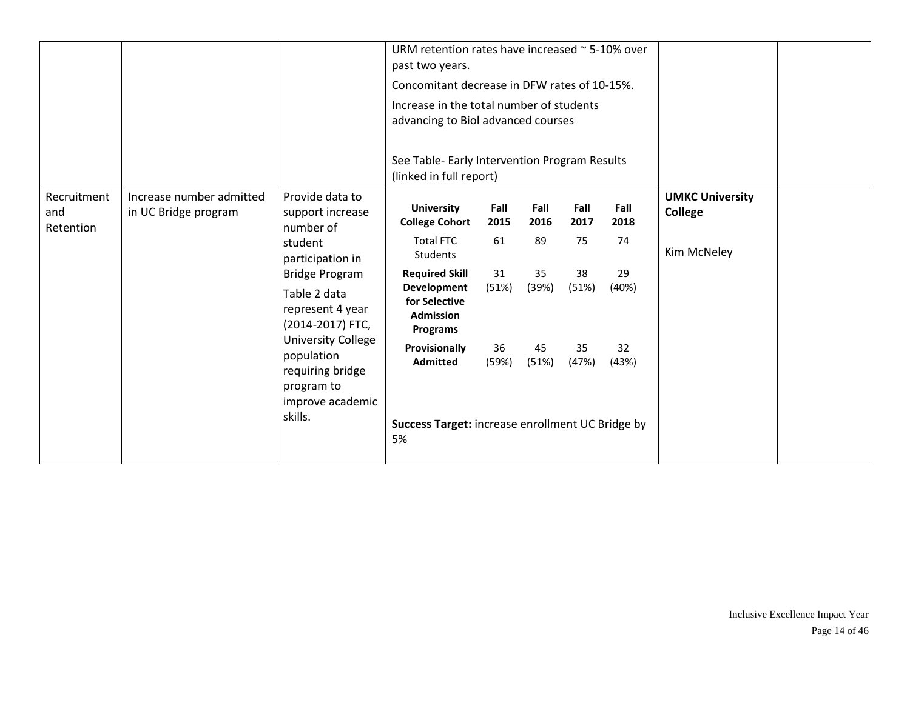| | | | | | |
|---|---|---|---|---|---|
| | | | URM retention rates have increased ~ 5-10% over past two years.<br><br>Concomitant decrease in DFW rates of 10-15%.<br><br>Increase in the total number of students advancing to Biol advanced courses<br><br>See Table- Early Intervention Program Results (linked in full report) | | |
| Recruitment and Retention | Increase number admitted in UC Bridge program | Provide data to support increase number of student participation in Bridge Program<br><br>Table 2 data represent 4 year (2014-2017) FTC, University College population requiring bridge program to improve academic skills. | **University College Cohort** / **Fall 2015** / **Fall 2016** / **Fall 2017** / **Fall 2018**<br>Total FTC Students: 61 / 89 / 75 / 74<br>**Required Skill Development for Selective Admission Programs**: 31 (51%) / 35 (39%) / 38 (51%) / 29 (40%)<br>**Provisionally Admitted**: 36 (59%) / 45 (51%) / 35 (47%) / 32 (43%)<br><br>**Success Target:** increase enrollment UC Bridge by 5% | **UMKC University College**<br><br>Kim McNeley | |

| University College Cohort | Fall 2015 | Fall 2016 | Fall 2017 | Fall 2018 |
|---|---|---|---|---|
| Total FTC Students | 61 | 89 | 75 | 74 |
| **Required Skill Development for Selective Admission Programs** | 31 (51%) | 35 (39%) | 38 (51%) | 29 (40%) |
| **Provisionally Admitted** | 36 (59%) | 45 (51%) | 35 (47%) | 32 (43%) |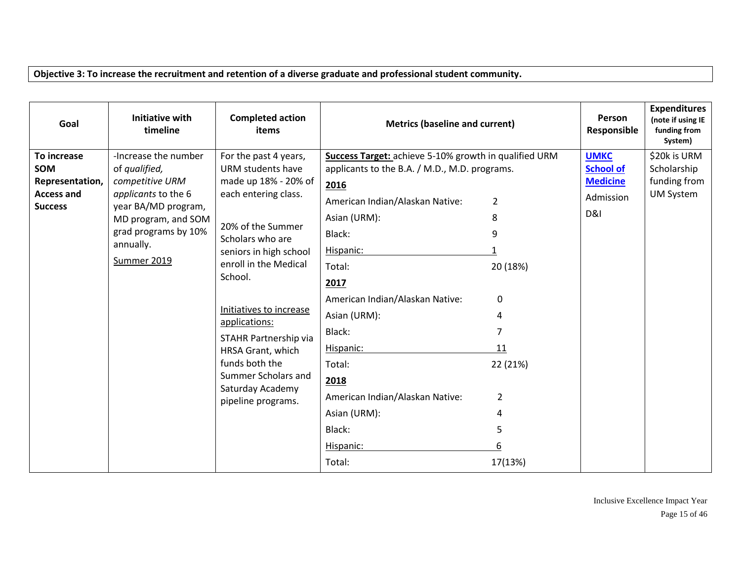**Objective 3: To increase the recruitment and retention of a diverse graduate and professional student community.**

| Goal | Initiative with timeline | Completed action items | Metrics (baseline and current) | Person Responsible | Expenditures (note if using IE funding from System) |
|---|---|---|---|---|---|
| **To increase SOM Representation, Access and Success** | -Increase the number of *qualified, competitive URM applicants* to the 6 year BA/MD program, MD program, and SOM grad programs by 10% annually.<br><br>Summer 2019 | For the past 4 years, URM students have made up 18% - 20% of each entering class.<br><br>20% of the Summer Scholars who are seniors in high school enroll in the Medical School.<br><br>Initiatives to increase applications:<br>STAHR Partnership via HRSA Grant, which funds both the Summer Scholars and Saturday Academy pipeline programs. | **Success Target:** achieve 5-10% growth in qualified URM applicants to the B.A. / M.D., M.D. programs.<br><br>**2016**<br>American Indian/Alaskan Native: 2<br>Asian (URM): 8<br>Black: 9<br>Hispanic: 1<br>Total: 20 (18%)<br><br>**2017**<br>American Indian/Alaskan Native: 0<br>Asian (URM): 4<br>Black: 7<br>Hispanic: 11<br>Total: 22 (21%)<br><br>**2018**<br>American Indian/Alaskan Native: 2<br>Asian (URM): 4<br>Black: 5<br>Hispanic: 6<br>Total: 17(13%) | **UMKC School of Medicine**<br>Admission<br>D&I | $20k is URM Scholarship funding from UM System |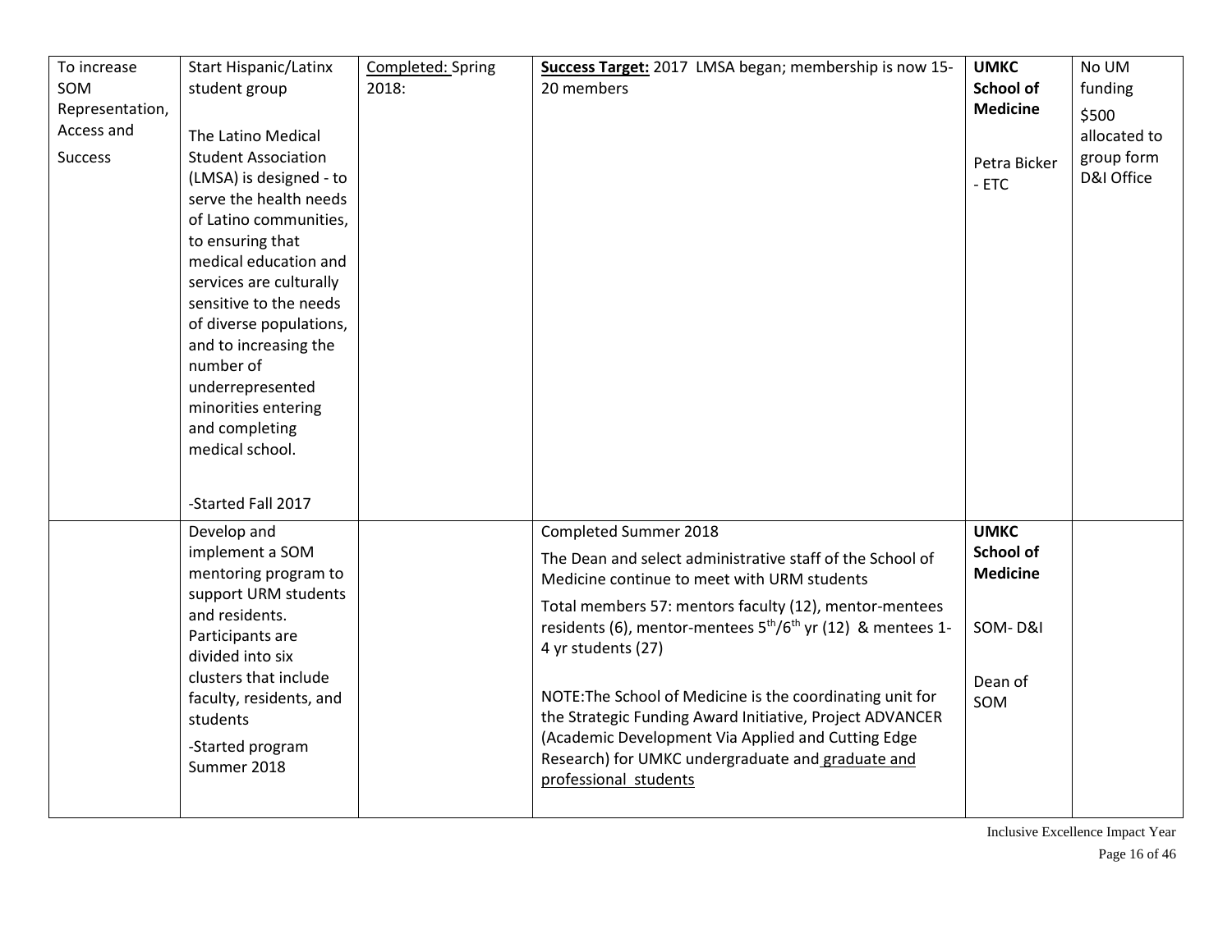| To increase SOM Representation, Access and Success | Start Hispanic/Latinx student group<br><br>The Latino Medical Student Association (LMSA) is designed - to serve the health needs of Latino communities, to ensuring that medical education and services are culturally sensitive to the needs of diverse populations, and to increasing the number of underrepresented minorities entering and completing medical school.<br><br>-Started Fall 2017 | Completed: Spring 2018: | **Success Target:** 2017 LMSA began; membership is now 15-20 members | **UMKC School of Medicine**<br><br>Petra Bicker - ETC | No UM funding<br>$500 allocated to group form D&I Office |
|---|---|---|---|---|---|
| | Develop and implement a SOM mentoring program to support URM students and residents. Participants are divided into six clusters that include faculty, residents, and students<br>-Started program Summer 2018 | | Completed Summer 2018<br>The Dean and select administrative staff of the School of Medicine continue to meet with URM students<br>Total members 57: mentors faculty (12), mentor-mentees residents (6), mentor-mentees 5th/6th yr (12) & mentees 1-4 yr students (27)<br><br>NOTE:The School of Medicine is the coordinating unit for the Strategic Funding Award Initiative, Project ADVANCER (Academic Development Via Applied and Cutting Edge Research) for UMKC undergraduate and graduate and professional students | **UMKC School of Medicine**<br><br>SOM- D&I<br><br>Dean of SOM | |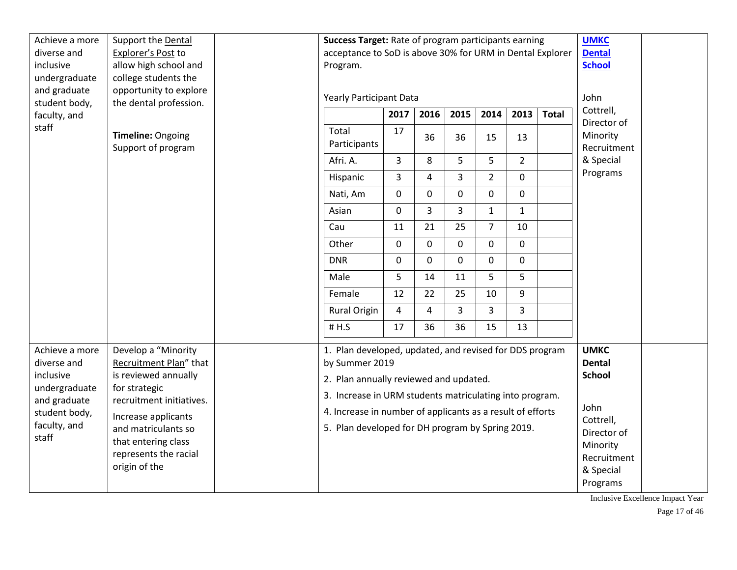| Achieve a more diverse and inclusive undergraduate and graduate student body, faculty, and staff | Support the Dental Explorer's Post to allow high school and college students the opportunity to explore the dental profession.<br><br>**Timeline:** Ongoing Support of program | | **Success Target:** Rate of program participants earning acceptance to SoD is above 30% for URM in Dental Explorer Program.<br><br>Yearly Participant Data (see table below) | **UMKC Dental School**<br><br>John Cottrell, Director of Minority Recruitment & Special Programs | |
|---|---|---|---|---|---|
| Achieve a more diverse and inclusive undergraduate and graduate student body, faculty, and staff | Develop a "Minority Recruitment Plan" that is reviewed annually for strategic recruitment initiatives.<br><br>Increase applicants and matriculants so that entering class represents the racial origin of the | | 1. Plan developed, updated, and revised for DDS program by Summer 2019<br>2. Plan annually reviewed and updated.<br>3. Increase in URM students matriculating into program.<br>4. Increase in number of applicants as a result of efforts<br>5. Plan developed for DH program by Spring 2019. | **UMKC Dental School**<br><br>John Cottrell, Director of Minority Recruitment & Special Programs | |

Yearly Participant Data

| | 2017 | 2016 | 2015 | 2014 | 2013 | Total |
|---|---|---|---|---|---|---|
| Total Participants | 17 | 36 | 36 | 15 | 13 | |
| Afri. A. | 3 | 8 | 5 | 5 | 2 | |
| Hispanic | 3 | 4 | 3 | 2 | 0 | |
| Nati, Am | 0 | 0 | 0 | 0 | 0 | |
| Asian | 0 | 3 | 3 | 1 | 1 | |
| Cau | 11 | 21 | 25 | 7 | 10 | |
| Other | 0 | 0 | 0 | 0 | 0 | |
| DNR | 0 | 0 | 0 | 0 | 0 | |
| Male | 5 | 14 | 11 | 5 | 5 | |
| Female | 12 | 22 | 25 | 10 | 9 | |
| Rural Origin | 4 | 4 | 3 | 3 | 3 | |
| # H.S | 17 | 36 | 36 | 15 | 13 | |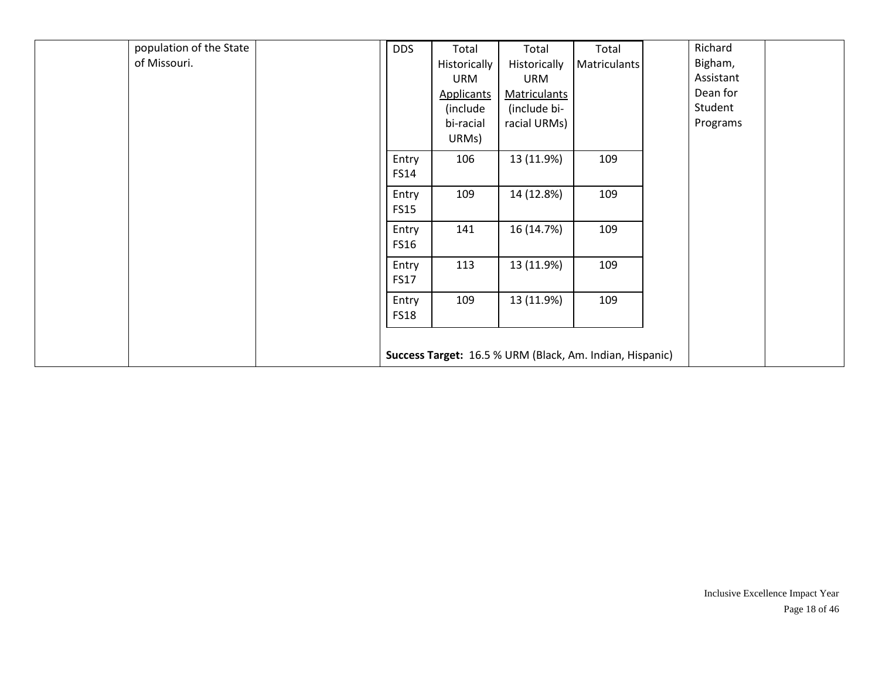| | | | | | | |
|---|---|---|---|---|---|---|
| | population of the State of Missouri. | | See nested table below | | Richard Bigham, Assistant Dean for Student Programs | |

| DDS | Total Historically URM Applicants (include bi-racial URMs) | Total Historically URM Matriculants (include bi-racial URMs) | Total Matriculants |
|---|---|---|---|
| Entry FS14 | 106 | 13 (11.9%) | 109 |
| Entry FS15 | 109 | 14 (12.8%) | 109 |
| Entry FS16 | 141 | 16 (14.7%) | 109 |
| Entry FS17 | 113 | 13 (11.9%) | 109 |
| Entry FS18 | 109 | 13 (11.9%) | 109 |

**Success Target:** 16.5 % URM (Black, Am. Indian, Hispanic)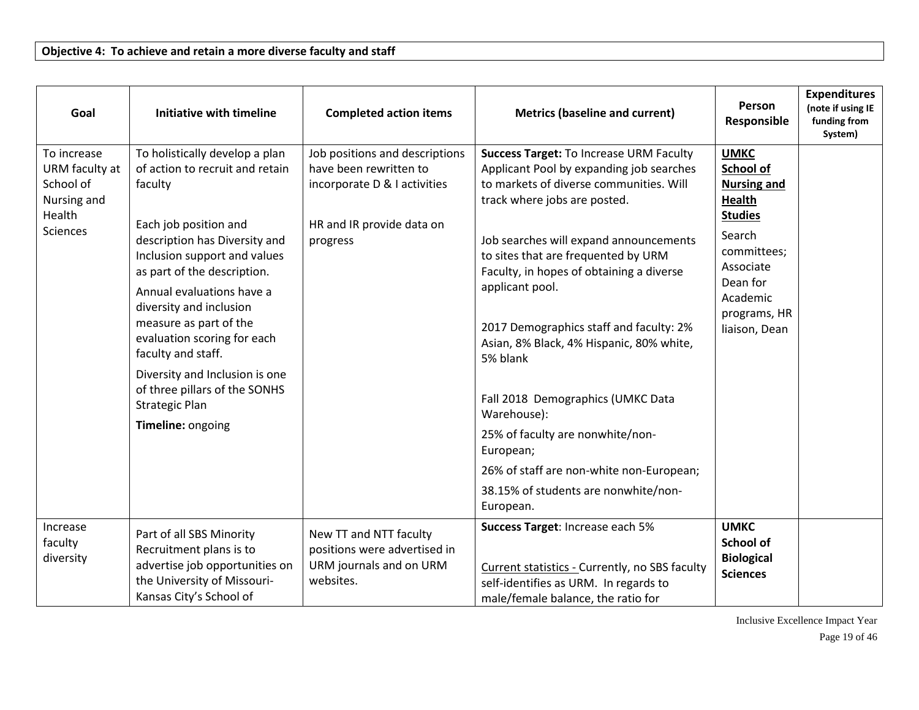**Objective 4: To achieve and retain a more diverse faculty and staff**

| Goal | Initiative with timeline | Completed action items | Metrics (baseline and current) | Person Responsible | Expenditures (note if using IE funding from System) |
|---|---|---|---|---|---|
| To increase URM faculty at School of Nursing and Health Sciences | To holistically develop a plan of action to recruit and retain faculty<br><br>Each job position and description has Diversity and Inclusion support and values as part of the description.<br><br>Annual evaluations have a diversity and inclusion measure as part of the evaluation scoring for each faculty and staff.<br><br>Diversity and Inclusion is one of three pillars of the SONHS Strategic Plan<br><br>**Timeline:** ongoing | Job positions and descriptions have been rewritten to incorporate D & I activities<br><br>HR and IR provide data on progress | **Success Target:** To Increase URM Faculty Applicant Pool by expanding job searches to markets of diverse communities. Will track where jobs are posted.<br><br>Job searches will expand announcements to sites that are frequented by URM Faculty, in hopes of obtaining a diverse applicant pool.<br><br>2017 Demographics staff and faculty: 2% Asian, 8% Black, 4% Hispanic, 80% white, 5% blank<br><br>Fall 2018 Demographics (UMKC Data Warehouse):<br><br>25% of faculty are nonwhite/non-European;<br><br>26% of staff are non-white non-European;<br><br>38.15% of students are nonwhite/non-European. | **UMKC School of Nursing and Health Studies**<br><br>Search committees; Associate Dean for Academic programs, HR liaison, Dean | |
| Increase faculty diversity | Part of all SBS Minority Recruitment plans is to advertise job opportunities on the University of Missouri-Kansas City's School of | New TT and NTT faculty positions were advertised in URM journals and on URM websites. | **Success Target**: Increase each 5%<br><br>Current statistics - Currently, no SBS faculty self-identifies as URM. In regards to male/female balance, the ratio for | **UMKC School of Biological Sciences** | |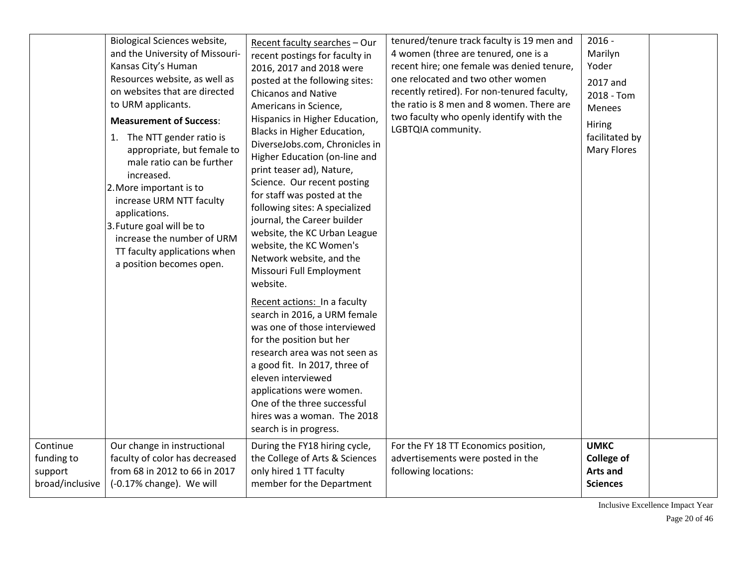| | | | | | |
|---|---|---|---|---|---|
| | Biological Sciences website, and the University of Missouri-Kansas City's Human Resources website, as well as on websites that are directed to URM applicants.<br><br>**Measurement of Success**:<br>1. The NTT gender ratio is appropriate, but female to male ratio can be further increased.<br>2. More important is to increase URM NTT faculty applications.<br>3. Future goal will be to increase the number of URM TT faculty applications when a position becomes open. | Recent faculty searches – Our recent postings for faculty in 2016, 2017 and 2018 were posted at the following sites: Chicanos and Native Americans in Science, Hispanics in Higher Education, Blacks in Higher Education, DiverseJobs.com, Chronicles in Higher Education (on-line and print teaser ad), Nature, Science. Our recent posting for staff was posted at the following sites: A specialized journal, the Career builder website, the KC Urban League website, the KC Women's Network website, and the Missouri Full Employment website.<br><br>Recent actions: In a faculty search in 2016, a URM female was one of those interviewed for the position but her research area was not seen as a good fit. In 2017, three of eleven interviewed applications were women. One of the three successful hires was a woman. The 2018 search is in progress. | tenured/tenure track faculty is 19 men and 4 women (three are tenured, one is a recent hire; one female was denied tenure, one relocated and two other women recently retired). For non-tenured faculty, the ratio is 8 men and 8 women. There are two faculty who openly identify with the LGBTQIA community. | 2016 - Marilyn Yoder<br><br>2017 and 2018 - Tom Menees<br><br>Hiring facilitated by Mary Flores | |
| Continue funding to support broad/inclusive | Our change in instructional faculty of color has decreased from 68 in 2012 to 66 in 2017 (-0.17% change). We will | During the FY18 hiring cycle, the College of Arts & Sciences only hired 1 TT faculty member for the Department | For the FY 18 TT Economics position, advertisements were posted in the following locations: | **UMKC College of Arts and Sciences** | |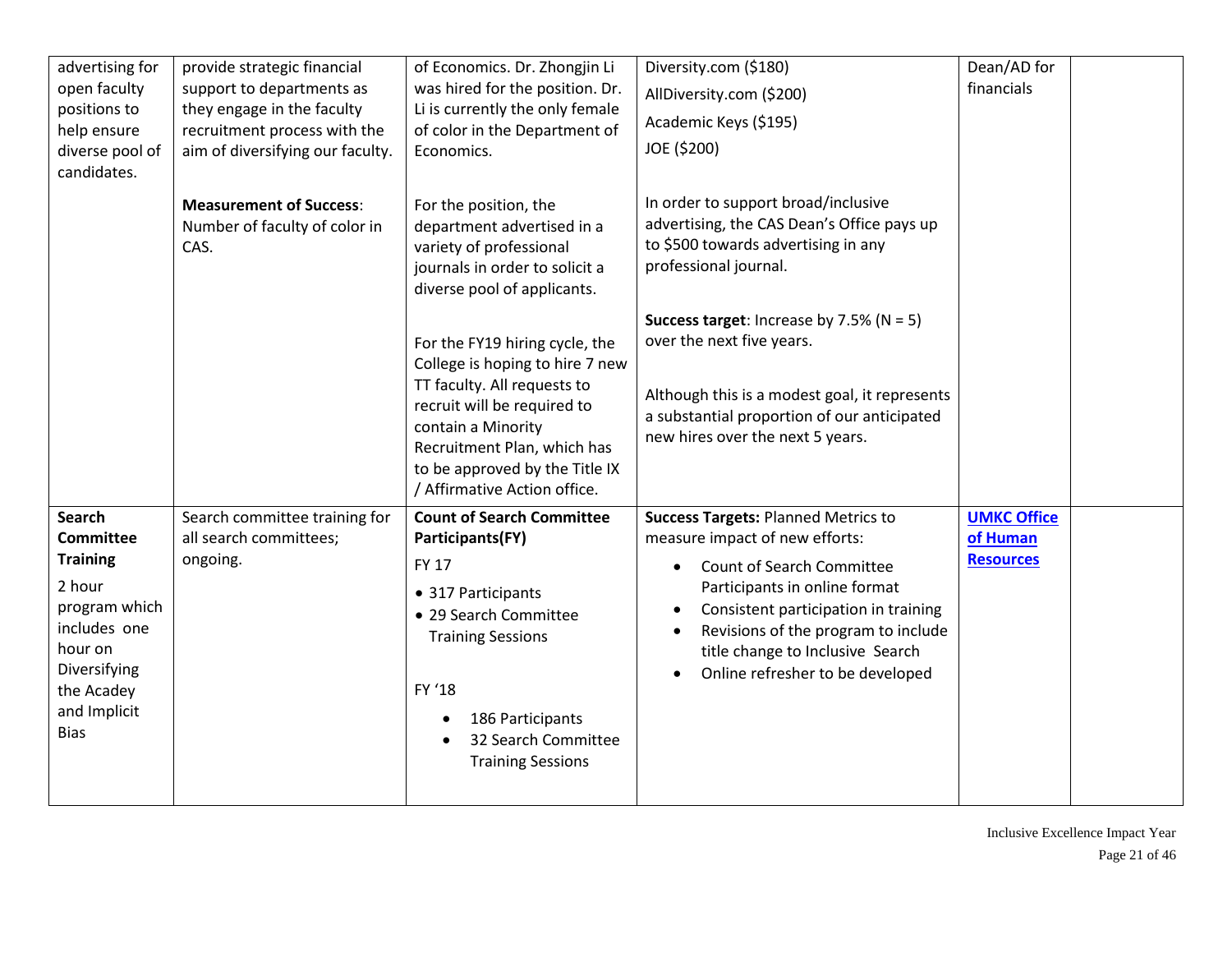| advertising for open faculty positions to help ensure diverse pool of candidates. | provide strategic financial support to departments as they engage in the faculty recruitment process with the aim of diversifying our faculty.<br><br>**Measurement of Success**: Number of faculty of color in CAS. | of Economics. Dr. Zhongjin Li was hired for the position. Dr. Li is currently the only female of color in the Department of Economics.<br><br>For the position, the department advertised in a variety of professional journals in order to solicit a diverse pool of applicants.<br><br>For the FY19 hiring cycle, the College is hoping to hire 7 new TT faculty. All requests to recruit will be required to contain a Minority Recruitment Plan, which has to be approved by the Title IX / Affirmative Action office. | Diversity.com ($180)<br>AllDiversity.com ($200)<br>Academic Keys ($195)<br>JOE ($200)<br><br>In order to support broad/inclusive advertising, the CAS Dean's Office pays up to $500 towards advertising in any professional journal.<br><br>**Success target**: Increase by 7.5% (N = 5) over the next five years.<br><br>Although this is a modest goal, it represents a substantial proportion of our anticipated new hires over the next 5 years. | Dean/AD for financials | |
|---|---|---|---|---|---|
| **Search Committee Training**<br>2 hour program which includes one hour on Diversifying the Acadey and Implicit Bias | Search committee training for all search committees; ongoing. | **Count of Search Committee Participants(FY)**<br>FY 17<br>• 317 Participants<br>• 29 Search Committee Training Sessions<br><br>FY '18<br>• 186 Participants<br>• 32 Search Committee Training Sessions | **Success Targets:** Planned Metrics to measure impact of new efforts:<br>• Count of Search Committee Participants in online format<br>• Consistent participation in training<br>• Revisions of the program to include title change to Inclusive Search<br>• Online refresher to be developed | **UMKC Office of Human Resources** | |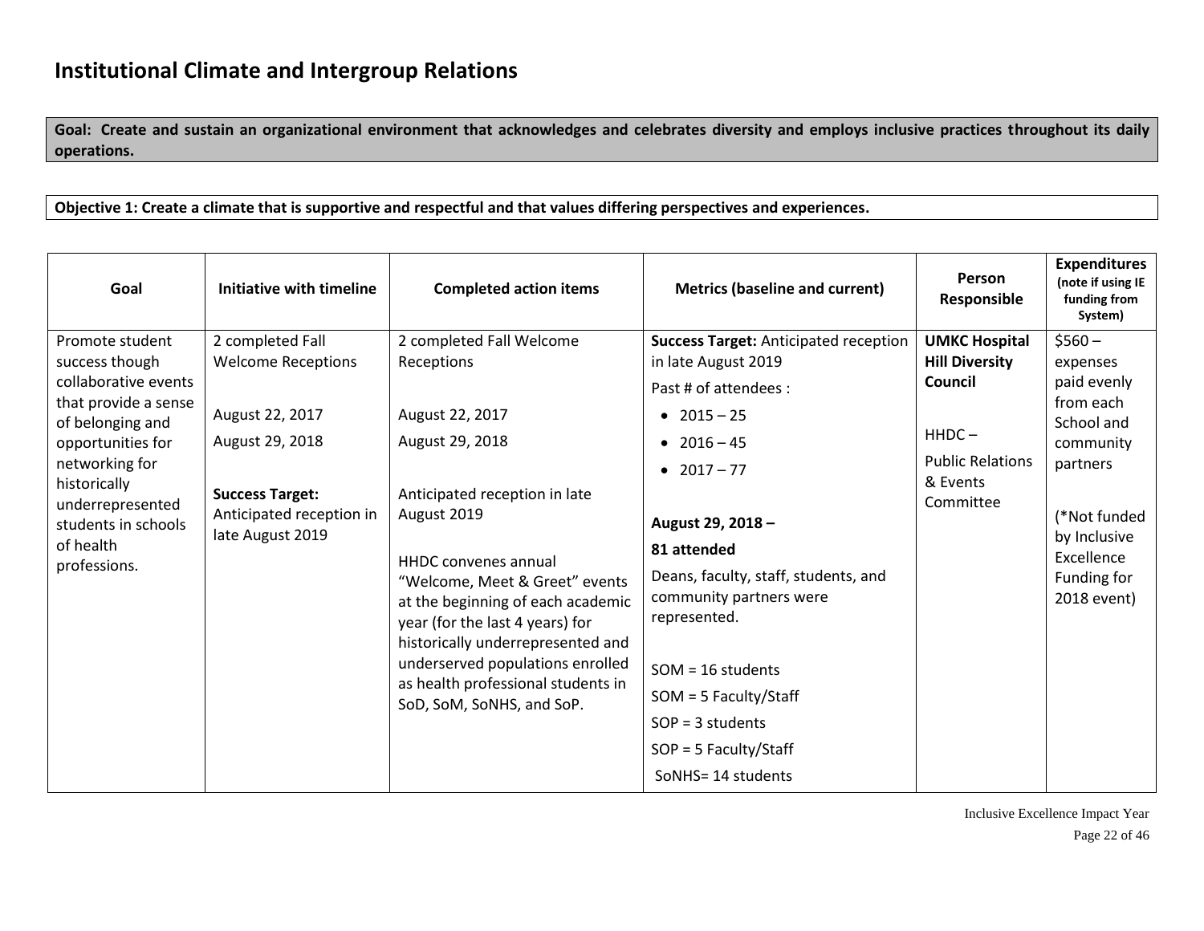# Institutional Climate and Intergroup Relations

**Goal: Create and sustain an organizational environment that acknowledges and celebrates diversity and employs inclusive practices throughout its daily operations.**

**Objective 1: Create a climate that is supportive and respectful and that values differing perspectives and experiences.**

| Goal | Initiative with timeline | Completed action items | Metrics (baseline and current) | Person Responsible | Expenditures (note if using IE funding from System) |
|---|---|---|---|---|---|
| Promote student success though collaborative events that provide a sense of belonging and opportunities for networking for historically underrepresented students in schools of health professions. | 2 completed Fall Welcome Receptions<br><br>August 22, 2017<br>August 29, 2018<br><br>**Success Target:** Anticipated reception in late August 2019 | 2 completed Fall Welcome Receptions<br><br>August 22, 2017<br>August 29, 2018<br><br>Anticipated reception in late August 2019<br><br>HHDC convenes annual "Welcome, Meet & Greet" events at the beginning of each academic year (for the last 4 years) for historically underrepresented and underserved populations enrolled as health professional students in SoD, SoM, SoNHS, and SoP. | **Success Target:** Anticipated reception in late August 2019<br>Past # of attendees :<br>• 2015 – 25<br>• 2016 – 45<br>• 2017 – 77<br><br>**August 29, 2018 – 81 attended**<br>Deans, faculty, staff, students, and community partners were represented.<br><br>SOM = 16 students<br>SOM = 5 Faculty/Staff<br>SOP = 3 students<br>SOP = 5 Faculty/Staff<br>SoNHS= 14 students | **UMKC Hospital Hill Diversity Council**<br><br>HHDC –<br>Public Relations & Events Committee | $560 – expenses paid evenly from each School and community partners<br><br>(*Not funded by Inclusive Excellence Funding for 2018 event) |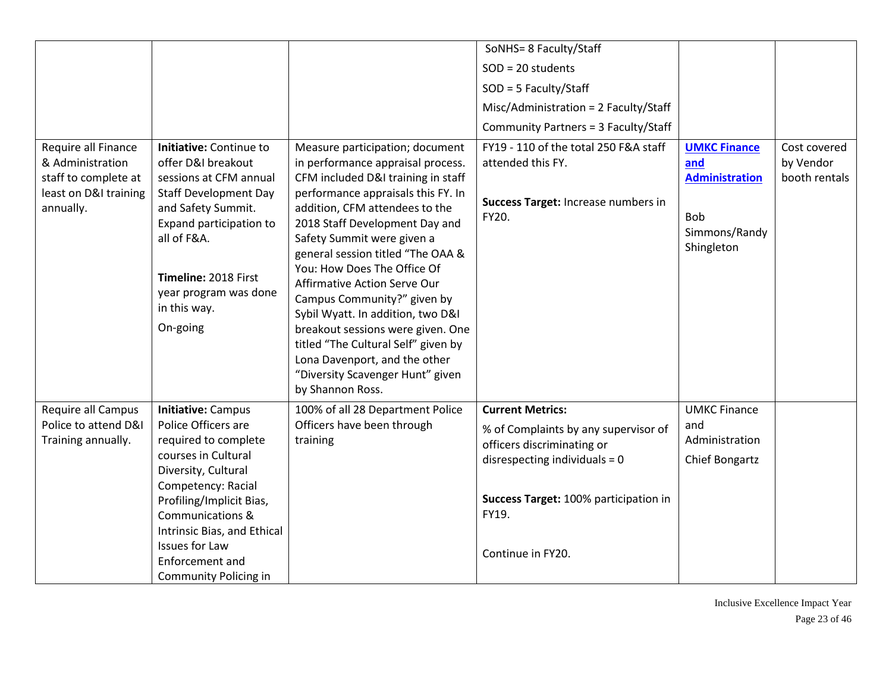| | | | | | |
|---|---|---|---|---|---|
| | | | SoNHS= 8 Faculty/Staff<br>SOD = 20 students<br>SOD = 5 Faculty/Staff<br>Misc/Administration = 2 Faculty/Staff<br>Community Partners = 3 Faculty/Staff | | |
| Require all Finance & Administration staff to complete at least on D&I training annually. | **Initiative:** Continue to offer D&I breakout sessions at CFM annual Staff Development Day and Safety Summit. Expand participation to all of F&A.<br><br>**Timeline:** 2018 First year program was done in this way.<br>On-going | Measure participation; document in performance appraisal process. CFM included D&I training in staff performance appraisals this FY. In addition, CFM attendees to the 2018 Staff Development Day and Safety Summit were given a general session titled "The OAA & You: How Does The Office Of Affirmative Action Serve Our Campus Community?" given by Sybil Wyatt. In addition, two D&I breakout sessions were given. One titled "The Cultural Self" given by Lona Davenport, and the other "Diversity Scavenger Hunt" given by Shannon Ross. | FY19 - 110 of the total 250 F&A staff attended this FY.<br><br>**Success Target:** Increase numbers in FY20. | **UMKC Finance and Administration**<br><br>Bob Simmons/Randy Shingleton | Cost covered by Vendor booth rentals |
| Require all Campus Police to attend D&I Training annually. | **Initiative:** Campus Police Officers are required to complete courses in Cultural Diversity, Cultural Competency: Racial Profiling/Implicit Bias, Communications & Intrinsic Bias, and Ethical Issues for Law Enforcement and Community Policing in | 100% of all 28 Department Police Officers have been through training | **Current Metrics:**<br>% of Complaints by any supervisor of officers discriminating or disrespecting individuals = 0<br><br>**Success Target:** 100% participation in FY19.<br><br>Continue in FY20. | UMKC Finance and Administration<br>Chief Bongartz | |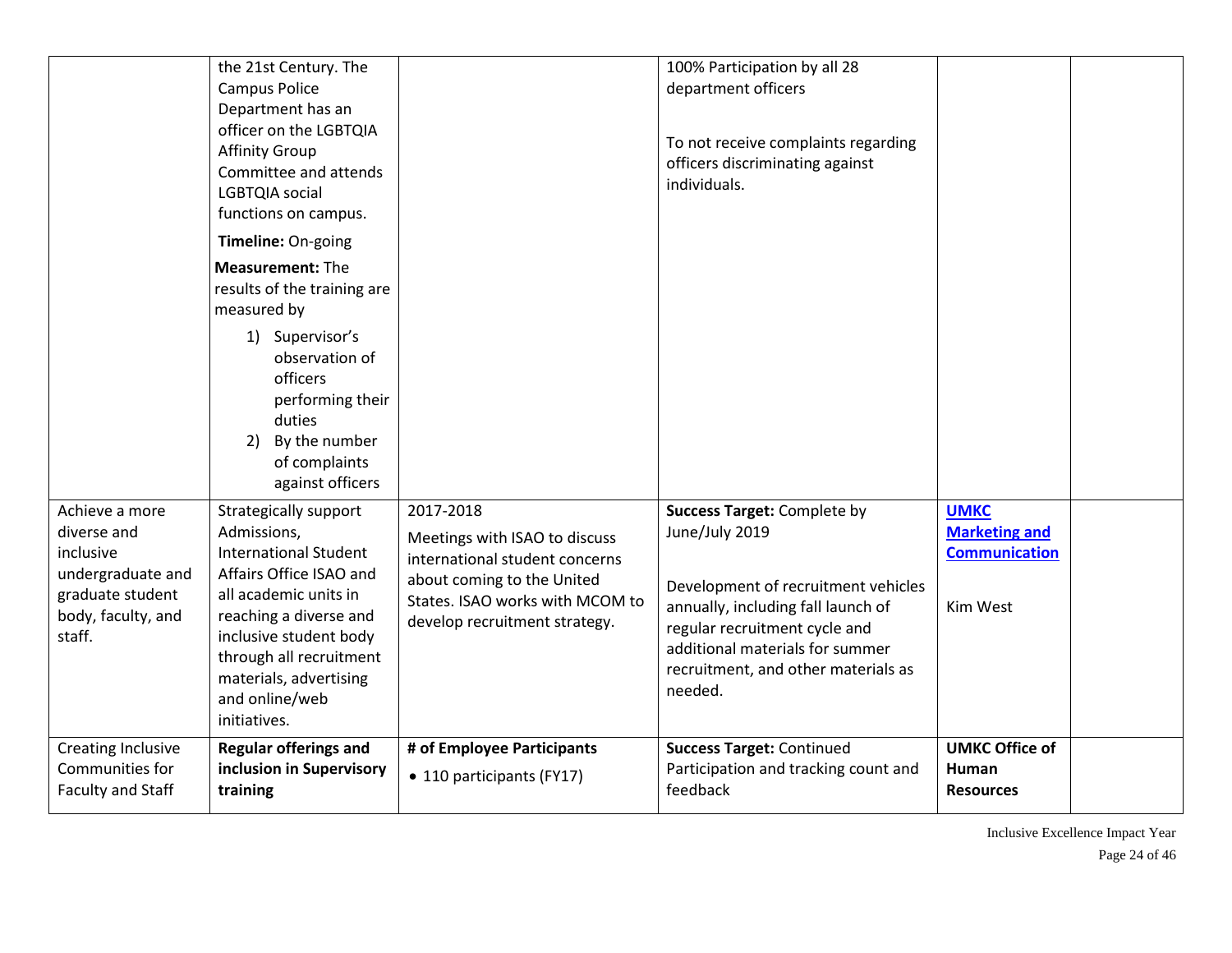| | | | | | |
|---|---|---|---|---|---|
| | the 21st Century. The Campus Police Department has an officer on the LGBTQIA Affinity Group Committee and attends LGBTQIA social functions on campus.<br>**Timeline:** On-going<br>**Measurement:** The results of the training are measured by<br>1) Supervisor's observation of officers performing their duties<br>2) By the number of complaints against officers | | 100% Participation by all 28 department officers<br><br>To not receive complaints regarding officers discriminating against individuals. | | |
| Achieve a more diverse and inclusive undergraduate and graduate student body, faculty, and staff. | Strategically support Admissions, International Student Affairs Office ISAO and all academic units in reaching a diverse and inclusive student body through all recruitment materials, advertising and online/web initiatives. | 2017-2018<br>Meetings with ISAO to discuss international student concerns about coming to the United States. ISAO works with MCOM to develop recruitment strategy. | **Success Target:** Complete by June/July 2019<br><br>Development of recruitment vehicles annually, including fall launch of regular recruitment cycle and additional materials for summer recruitment, and other materials as needed. | **UMKC Marketing and Communication**<br><br>Kim West | |
| Creating Inclusive Communities for Faculty and Staff | **Regular offerings and inclusion in Supervisory training** | **# of Employee Participants**<br>• 110 participants (FY17) | **Success Target:** Continued Participation and tracking count and feedback | **UMKC Office of Human Resources** | |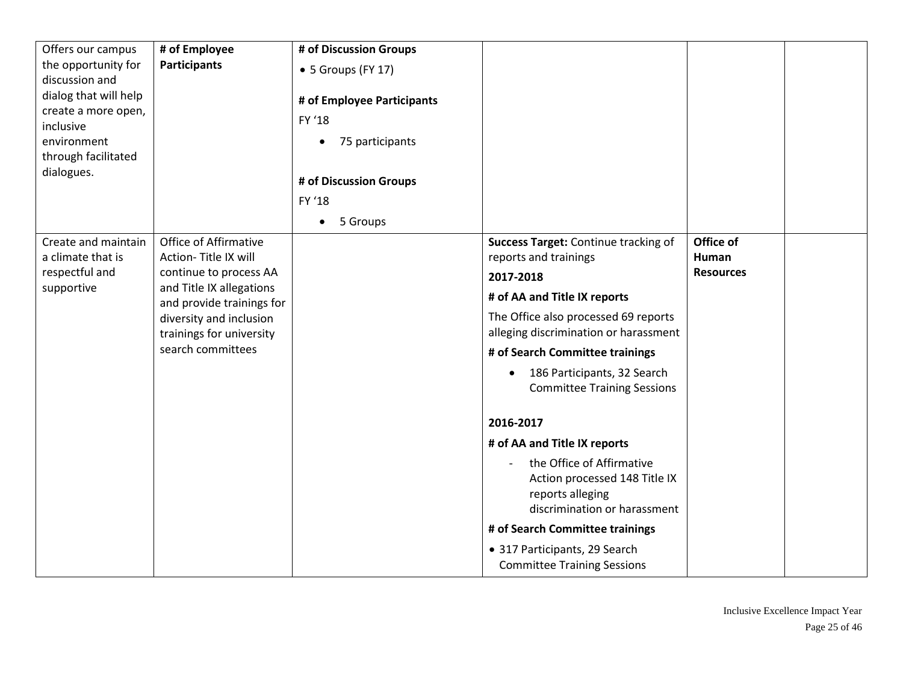| | | | | | |
|---|---|---|---|---|---|
| Offers our campus the opportunity for discussion and dialog that will help create a more open, inclusive environment through facilitated dialogues. | **# of Employee Participants** | **# of Discussion Groups**<br>• 5 Groups (FY 17)<br><br>**# of Employee Participants**<br>FY '18<br>• 75 participants<br><br>**# of Discussion Groups**<br>FY '18<br>• 5 Groups | | | |
| Create and maintain a climate that is respectful and supportive | Office of Affirmative Action- Title IX will continue to process AA and Title IX allegations and provide trainings for diversity and inclusion trainings for university search committees | | **Success Target:** Continue tracking of reports and trainings<br>**2017-2018**<br>**# of AA and Title IX reports**<br>The Office also processed 69 reports alleging discrimination or harassment<br>**# of Search Committee trainings**<br>• 186 Participants, 32 Search Committee Training Sessions<br><br>**2016-2017**<br>**# of AA and Title IX reports**<br>- the Office of Affirmative Action processed 148 Title IX reports alleging discrimination or harassment<br>**# of Search Committee trainings**<br>• 317 Participants, 29 Search Committee Training Sessions | **Office of Human Resources** | |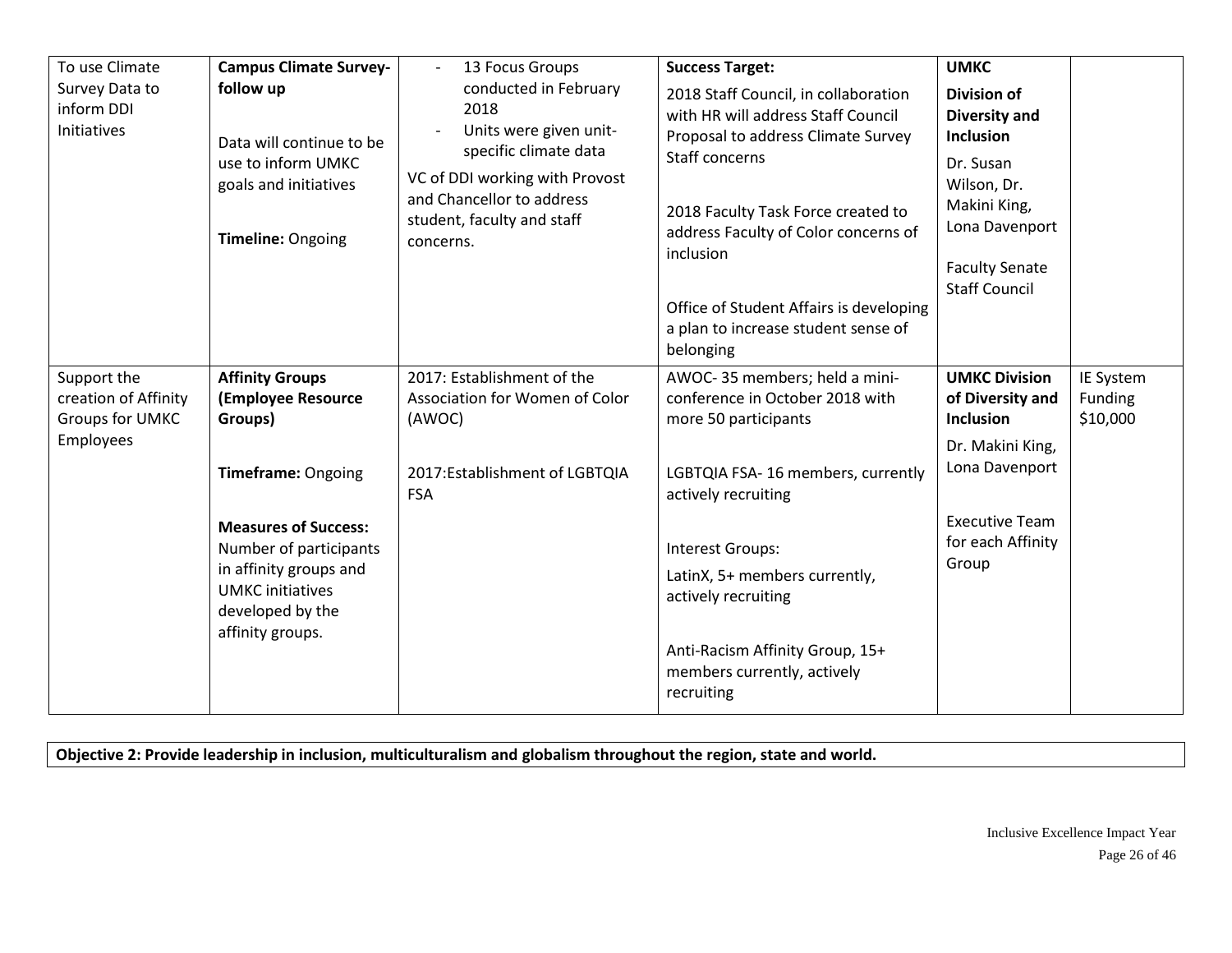| | | | | | |
|---|---|---|---|---|---|
| To use Climate Survey Data to inform DDI Initiatives | **Campus Climate Survey-follow up**<br><br>Data will continue to be use to inform UMKC goals and initiatives<br><br>**Timeline:** Ongoing | - 13 Focus Groups conducted in February 2018<br>- Units were given unit-specific climate data<br><br>VC of DDI working with Provost and Chancellor to address student, faculty and staff concerns. | **Success Target:**<br><br>2018 Staff Council, in collaboration with HR will address Staff Council Proposal to address Climate Survey Staff concerns<br><br>2018 Faculty Task Force created to address Faculty of Color concerns of inclusion<br><br>Office of Student Affairs is developing a plan to increase student sense of belonging | **UMKC**<br><br>**Division of Diversity and Inclusion**<br><br>Dr. Susan Wilson, Dr. Makini King, Lona Davenport<br><br>Faculty Senate Staff Council | |
| Support the creation of Affinity Groups for UMKC Employees | **Affinity Groups (Employee Resource Groups)**<br><br>**Timeframe:** Ongoing<br><br>**Measures of Success:** Number of participants in affinity groups and UMKC initiatives developed by the affinity groups. | 2017: Establishment of the Association for Women of Color (AWOC)<br><br>2017:Establishment of LGBTQIA FSA | AWOC- 35 members; held a mini-conference in October 2018 with more 50 participants<br><br>LGBTQIA FSA- 16 members, currently actively recruiting<br><br>Interest Groups:<br><br>LatinX, 5+ members currently, actively recruiting<br><br>Anti-Racism Affinity Group, 15+ members currently, actively recruiting | **UMKC Division of Diversity and Inclusion**<br><br>Dr. Makini King, Lona Davenport<br><br>Executive Team for each Affinity Group | IE System Funding $10,000 |

**Objective 2: Provide leadership in inclusion, multiculturalism and globalism throughout the region, state and world.**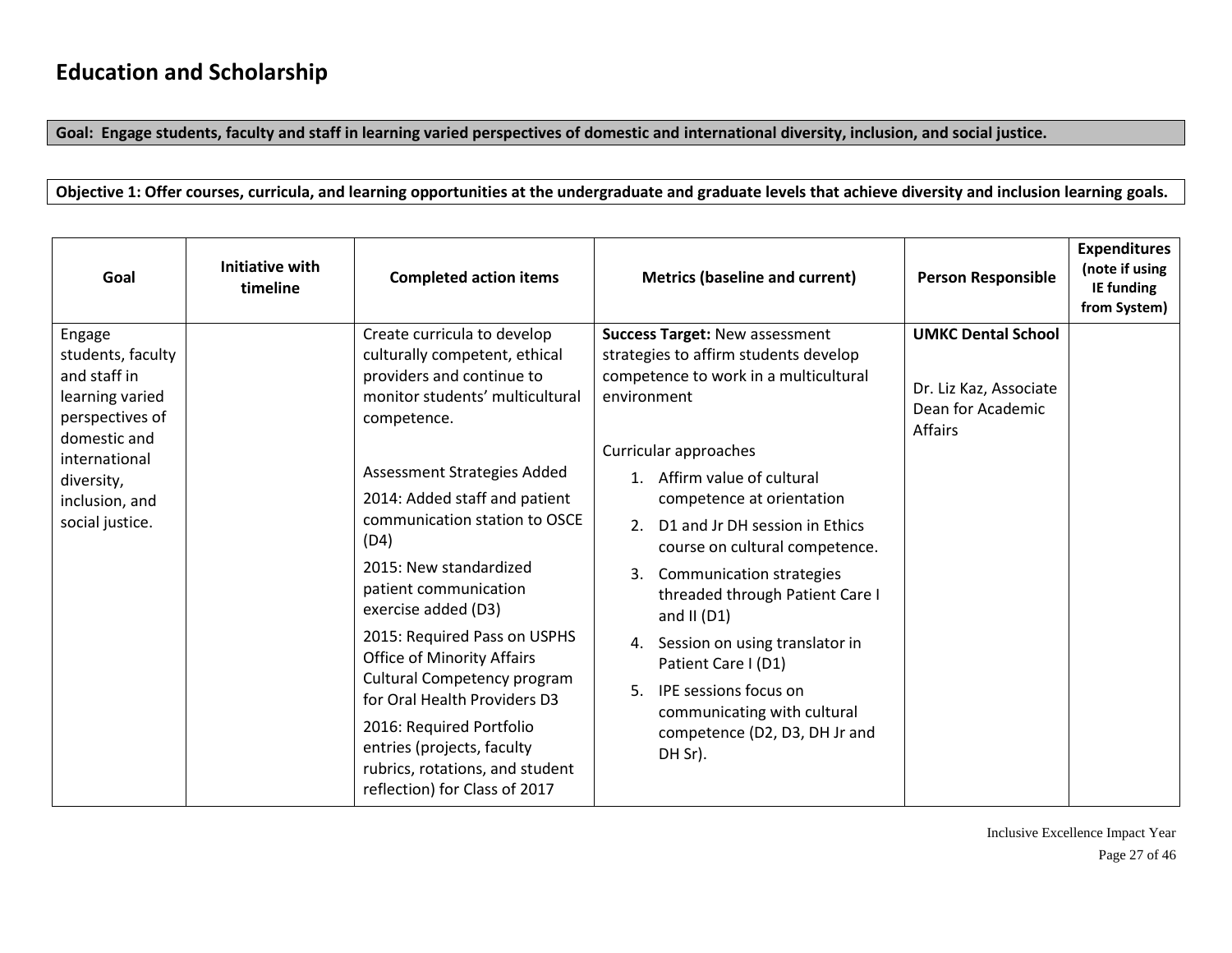# Education and Scholarship

**Goal: Engage students, faculty and staff in learning varied perspectives of domestic and international diversity, inclusion, and social justice.**

**Objective 1: Offer courses, curricula, and learning opportunities at the undergraduate and graduate levels that achieve diversity and inclusion learning goals.**

| Goal | Initiative with timeline | Completed action items | Metrics (baseline and current) | Person Responsible | Expenditures (note if using IE funding from System) |
|---|---|---|---|---|---|
| Engage students, faculty and staff in learning varied perspectives of domestic and international diversity, inclusion, and social justice. | | Create curricula to develop culturally competent, ethical providers and continue to monitor students' multicultural competence.<br><br>Assessment Strategies Added<br>2014: Added staff and patient communication station to OSCE (D4)<br>2015: New standardized patient communication exercise added (D3)<br>2015: Required Pass on USPHS Office of Minority Affairs Cultural Competency program for Oral Health Providers D3<br>2016: Required Portfolio entries (projects, faculty rubrics, rotations, and student reflection) for Class of 2017 | **Success Target:** New assessment strategies to affirm students develop competence to work in a multicultural environment<br><br>Curricular approaches<br>1. Affirm value of cultural competence at orientation<br>2. D1 and Jr DH session in Ethics course on cultural competence.<br>3. Communication strategies threaded through Patient Care I and II (D1)<br>4. Session on using translator in Patient Care I (D1)<br>5. IPE sessions focus on communicating with cultural competence (D2, D3, DH Jr and DH Sr). | **UMKC Dental School**<br><br>Dr. Liz Kaz, Associate Dean for Academic Affairs | |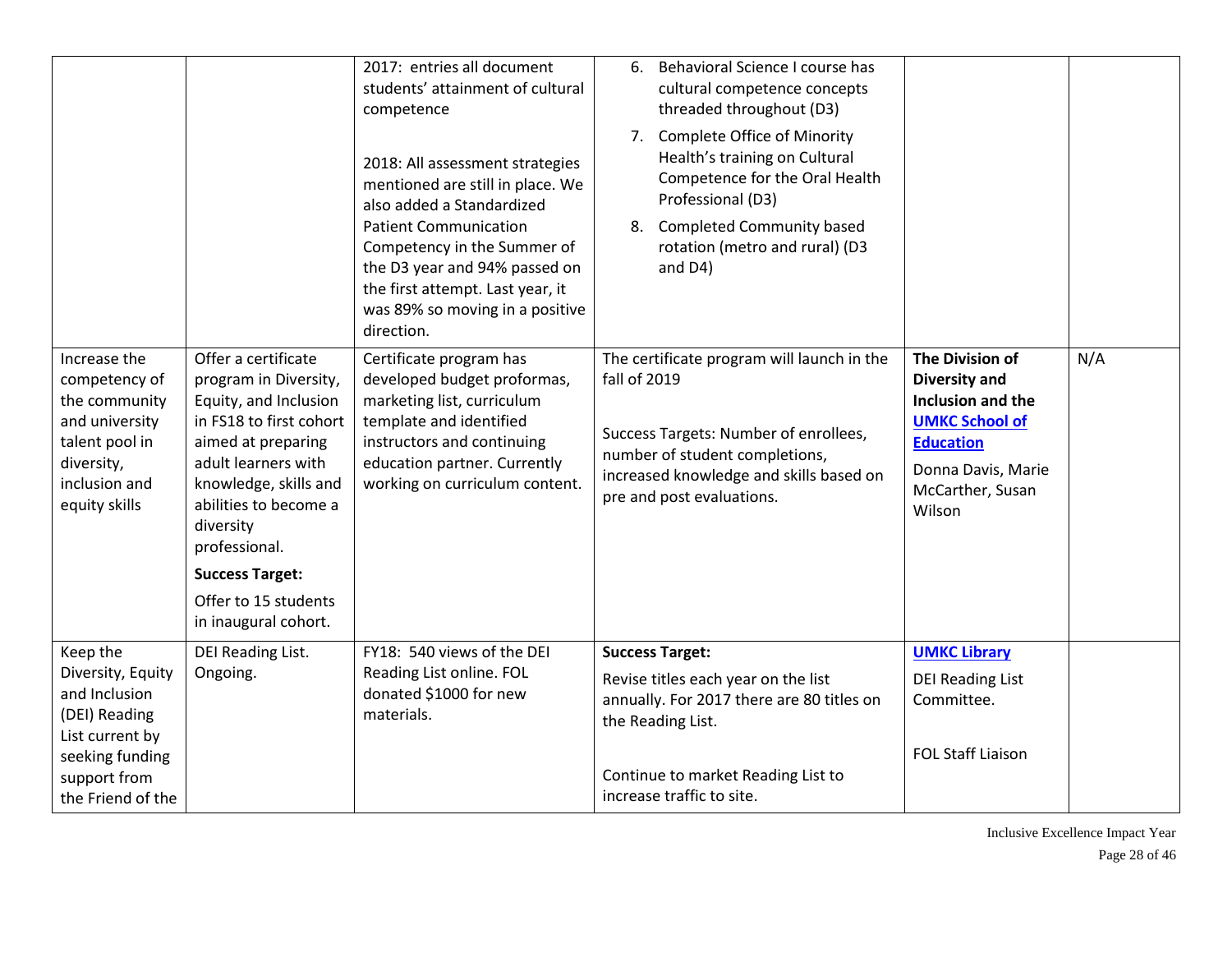| | | | | | |
|---|---|---|---|---|---|
| | | 2017: entries all document students' attainment of cultural competence<br><br>2018: All assessment strategies mentioned are still in place. We also added a Standardized Patient Communication Competency in the Summer of the D3 year and 94% passed on the first attempt. Last year, it was 89% so moving in a positive direction. | 6. Behavioral Science I course has cultural competence concepts threaded throughout (D3)<br>7. Complete Office of Minority Health's training on Cultural Competence for the Oral Health Professional (D3)<br>8. Completed Community based rotation (metro and rural) (D3 and D4) | | |
| Increase the competency of the community and university talent pool in diversity, inclusion and equity skills | Offer a certificate program in Diversity, Equity, and Inclusion in FS18 to first cohort aimed at preparing adult learners with knowledge, skills and abilities to become a diversity professional.<br>**Success Target:**<br>Offer to 15 students in inaugural cohort. | Certificate program has developed budget proformas, marketing list, curriculum template and identified instructors and continuing education partner. Currently working on curriculum content. | The certificate program will launch in the fall of 2019<br><br>Success Targets: Number of enrollees, number of student completions, increased knowledge and skills based on pre and post evaluations. | **The Division of Diversity and Inclusion and the UMKC School of Education**<br>Donna Davis, Marie McCarther, Susan Wilson | N/A |
| Keep the Diversity, Equity and Inclusion (DEI) Reading List current by seeking funding support from the Friend of the | DEI Reading List. Ongoing. | FY18: 540 views of the DEI Reading List online. FOL donated $1000 for new materials. | **Success Target:**<br>Revise titles each year on the list annually. For 2017 there are 80 titles on the Reading List.<br><br>Continue to market Reading List to increase traffic to site. | **UMKC Library**<br>DEI Reading List Committee.<br><br>FOL Staff Liaison | |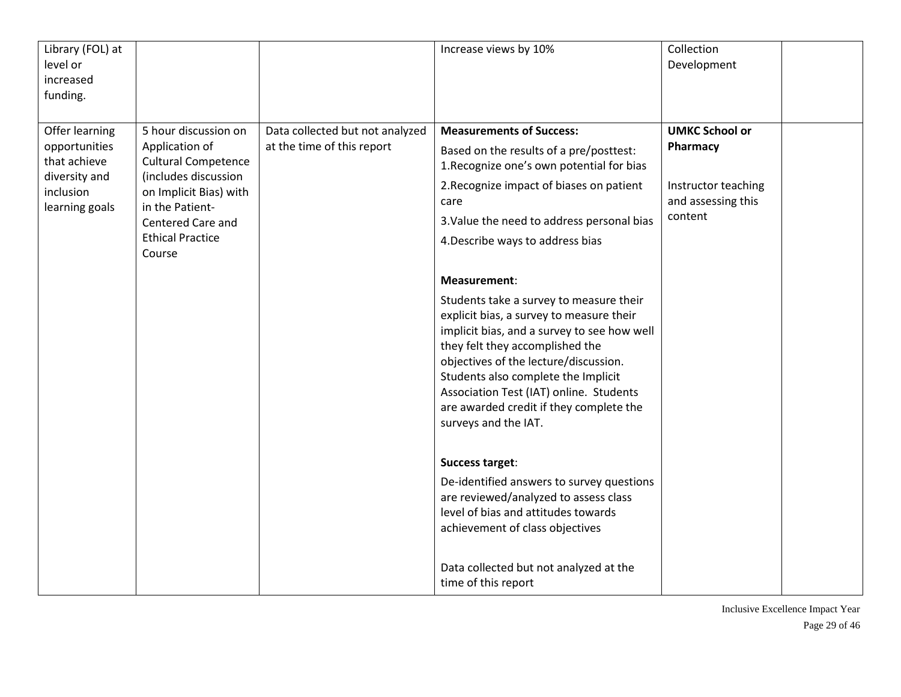| | | | | | |
|---|---|---|---|---|---|
| Library (FOL) at level or increased funding. | | | Increase views by 10% | Collection Development | |
| Offer learning opportunities that achieve diversity and inclusion learning goals | 5 hour discussion on Application of Cultural Competence (includes discussion on Implicit Bias) with in the Patient-Centered Care and Ethical Practice Course | Data collected but not analyzed at the time of this report | **Measurements of Success:**<br>Based on the results of a pre/posttest:<br>1.Recognize one's own potential for bias<br>2.Recognize impact of biases on patient care<br>3.Value the need to address personal bias<br>4.Describe ways to address bias<br><br>**Measurement**:<br>Students take a survey to measure their explicit bias, a survey to measure their implicit bias, and a survey to see how well they felt they accomplished the objectives of the lecture/discussion. Students also complete the Implicit Association Test (IAT) online. Students are awarded credit if they complete the surveys and the IAT.<br><br>**Success target**:<br>De-identified answers to survey questions are reviewed/analyzed to assess class level of bias and attitudes towards achievement of class objectives<br><br>Data collected but not analyzed at the time of this report | **UMKC School or Pharmacy**<br><br>Instructor teaching and assessing this content | |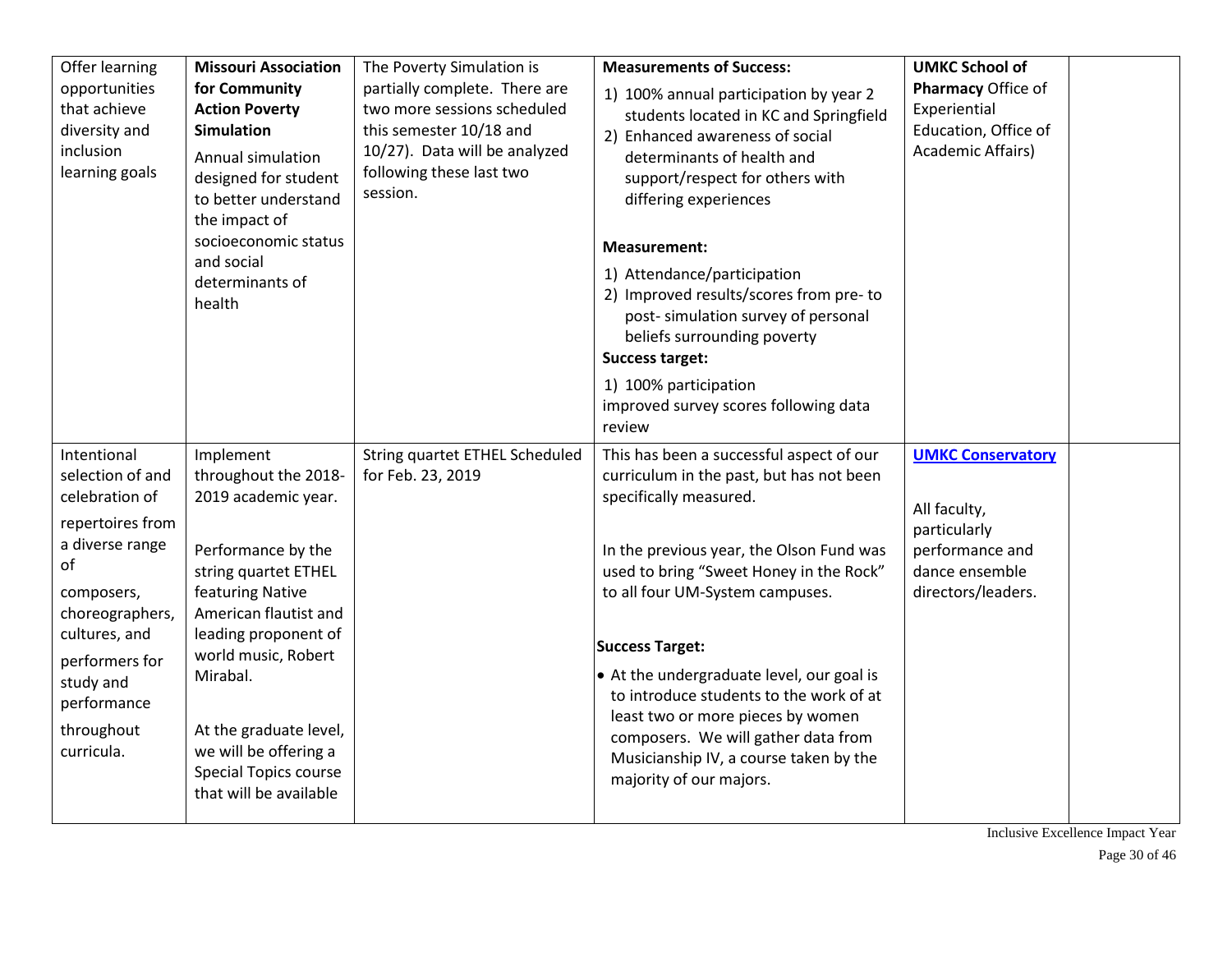| | | | | | |
|---|---|---|---|---|---|
| Offer learning opportunities that achieve diversity and inclusion learning goals | **Missouri Association for Community Action Poverty Simulation**<br><br>Annual simulation designed for student to better understand the impact of socioeconomic status and social determinants of health | The Poverty Simulation is partially complete. There are two more sessions scheduled this semester 10/18 and 10/27). Data will be analyzed following these last two session. | **Measurements of Success:**<br>1) 100% annual participation by year 2 students located in KC and Springfield<br>2) Enhanced awareness of social determinants of health and support/respect for others with differing experiences<br><br>**Measurement:**<br>1) Attendance/participation<br>2) Improved results/scores from pre- to post- simulation survey of personal beliefs surrounding poverty<br>**Success target:**<br>1) 100% participation<br>improved survey scores following data review | **UMKC School of Pharmacy** Office of Experiential Education, Office of Academic Affairs) | |
| Intentional selection of and celebration of repertoires from a diverse range of composers, choreographers, cultures, and performers for study and performance throughout curricula. | Implement throughout the 2018-2019 academic year.<br><br>Performance by the string quartet ETHEL featuring Native American flautist and leading proponent of world music, Robert Mirabal.<br><br>At the graduate level, we will be offering a Special Topics course that will be available | String quartet ETHEL Scheduled for Feb. 23, 2019 | This has been a successful aspect of our curriculum in the past, but has not been specifically measured.<br><br>In the previous year, the Olson Fund was used to bring "Sweet Honey in the Rock" to all four UM-System campuses.<br><br>**Success Target:**<br>• At the undergraduate level, our goal is to introduce students to the work of at least two or more pieces by women composers. We will gather data from Musicianship IV, a course taken by the majority of our majors. | **UMKC Conservatory**<br><br>All faculty, particularly performance and dance ensemble directors/leaders. | |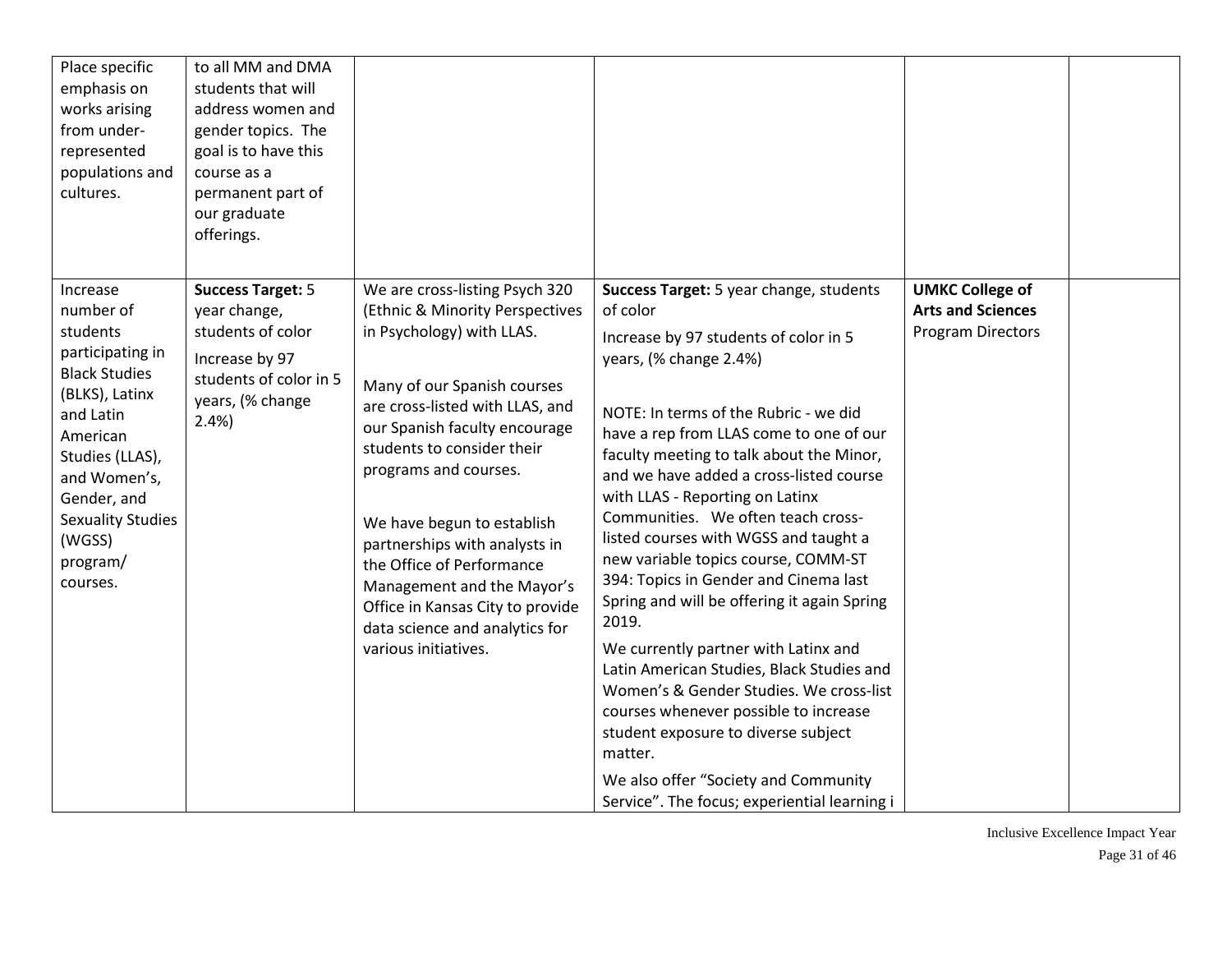| | | | | | |
|---|---|---|---|---|---|
| Place specific emphasis on works arising from under-represented populations and cultures. | to all MM and DMA students that will address women and gender topics. The goal is to have this course as a permanent part of our graduate offerings. | | | | |
| Increase number of students participating in Black Studies (BLKS), Latinx and Latin American Studies (LLAS), and Women's, Gender, and Sexuality Studies (WGSS) program/ courses. | **Success Target:** 5 year change, students of color<br><br>Increase by 97 students of color in 5 years, (% change 2.4%) | We are cross-listing Psych 320 (Ethnic & Minority Perspectives in Psychology) with LLAS.<br><br>Many of our Spanish courses are cross-listed with LLAS, and our Spanish faculty encourage students to consider their programs and courses.<br><br>We have begun to establish partnerships with analysts in the Office of Performance Management and the Mayor's Office in Kansas City to provide data science and analytics for various initiatives. | **Success Target:** 5 year change, students of color<br><br>Increase by 97 students of color in 5 years, (% change 2.4%)<br><br>NOTE: In terms of the Rubric - we did have a rep from LLAS come to one of our faculty meeting to talk about the Minor, and we have added a cross-listed course with LLAS - Reporting on Latinx Communities. We often teach cross-listed courses with WGSS and taught a new variable topics course, COMM-ST 394: Topics in Gender and Cinema last Spring and will be offering it again Spring 2019.<br><br>We currently partner with Latinx and Latin American Studies, Black Studies and Women's & Gender Studies. We cross-list courses whenever possible to increase student exposure to diverse subject matter.<br><br>We also offer "Society and Community Service". The focus; experiential learning i | **UMKC College of Arts and Sciences**<br>Program Directors | |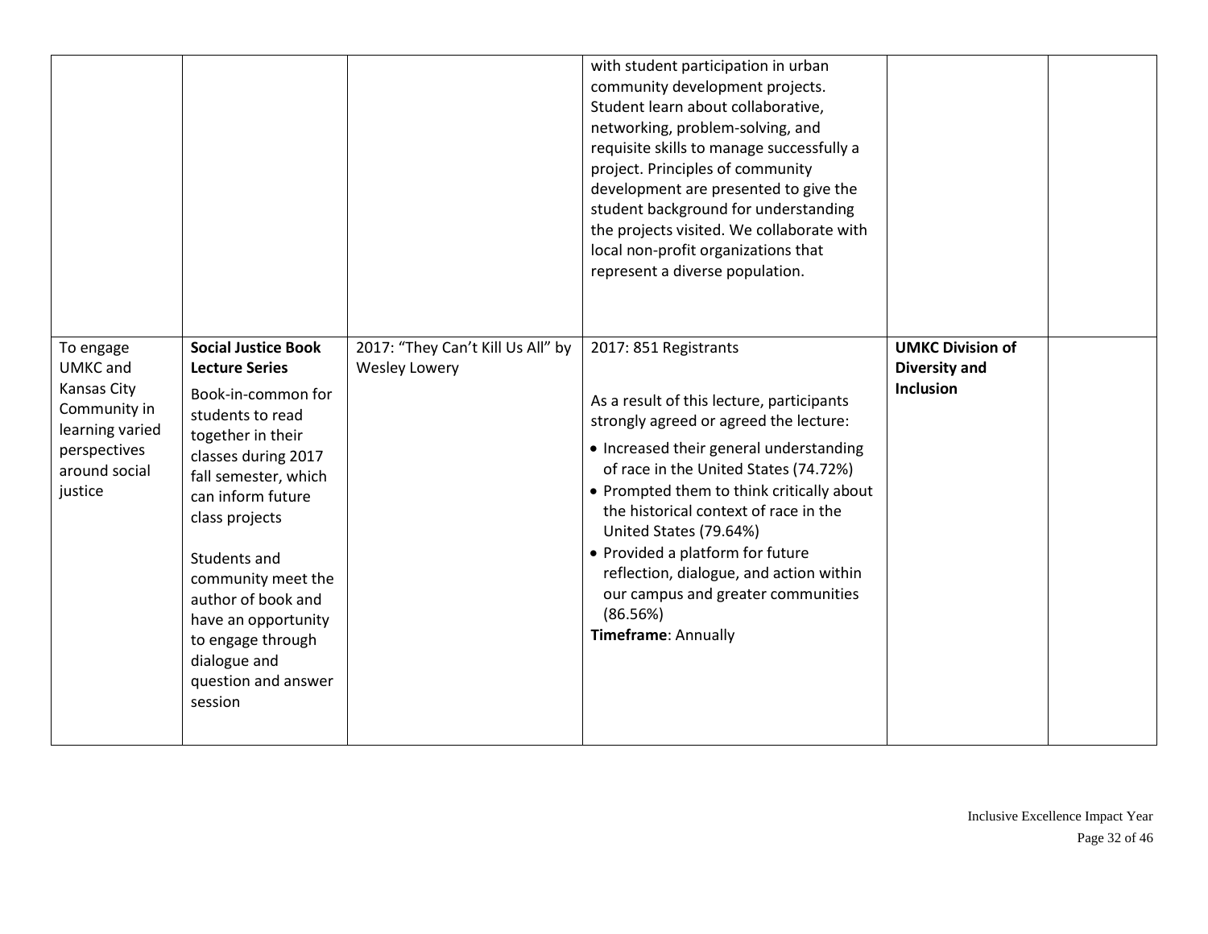| | | | | | |
|---|---|---|---|---|---|
| | | | with student participation in urban community development projects. Student learn about collaborative, networking, problem-solving, and requisite skills to manage successfully a project. Principles of community development are presented to give the student background for understanding the projects visited. We collaborate with local non-profit organizations that represent a diverse population. | | |
| To engage UMKC and Kansas City Community in learning varied perspectives around social justice | **Social Justice Book Lecture Series**<br><br>Book-in-common for students to read together in their classes during 2017 fall semester, which can inform future class projects<br><br>Students and community meet the author of book and have an opportunity to engage through dialogue and question and answer session | 2017: "They Can't Kill Us All" by Wesley Lowery | 2017: 851 Registrants<br><br>As a result of this lecture, participants strongly agreed or agreed the lecture:<br><br>• Increased their general understanding of race in the United States (74.72%)<br>• Prompted them to think critically about the historical context of race in the United States (79.64%)<br>• Provided a platform for future reflection, dialogue, and action within our campus and greater communities (86.56%)<br>**Timeframe**: Annually | **UMKC Division of Diversity and Inclusion** | |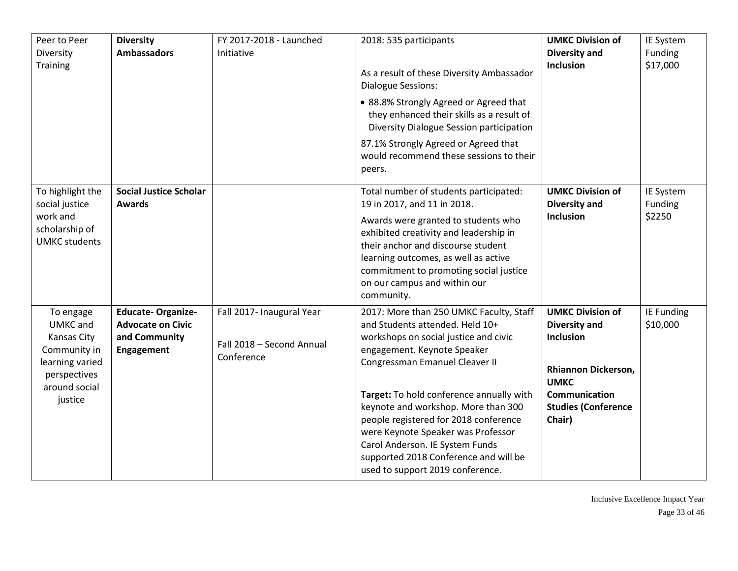| | | | | | |
|---|---|---|---|---|---|
| Peer to Peer Diversity Training | **Diversity Ambassadors** | FY 2017-2018 - Launched Initiative | 2018: 535 participants<br><br>As a result of these Diversity Ambassador Dialogue Sessions:<br>• 88.8% Strongly Agreed or Agreed that they enhanced their skills as a result of Diversity Dialogue Session participation<br>87.1% Strongly Agreed or Agreed that would recommend these sessions to their peers. | **UMKC Division of Diversity and Inclusion** | IE System Funding $17,000 |
| To highlight the social justice work and scholarship of UMKC students | **Social Justice Scholar Awards** | | Total number of students participated: 19 in 2017, and 11 in 2018.<br>Awards were granted to students who exhibited creativity and leadership in their anchor and discourse student learning outcomes, as well as active commitment to promoting social justice on our campus and within our community. | **UMKC Division of Diversity and Inclusion** | IE System Funding $2250 |
| To engage UMKC and Kansas City Community in learning varied perspectives around social justice | **Educate- Organize- Advocate on Civic and Community Engagement** | Fall 2017- Inaugural Year<br><br>Fall 2018 – Second Annual Conference | 2017: More than 250 UMKC Faculty, Staff and Students attended. Held 10+ workshops on social justice and civic engagement. Keynote Speaker Congressman Emanuel Cleaver II<br><br>**Target:** To hold conference annually with keynote and workshop. More than 300 people registered for 2018 conference were Keynote Speaker was Professor Carol Anderson. IE System Funds supported 2018 Conference and will be used to support 2019 conference. | **UMKC Division of Diversity and Inclusion**<br><br>**Rhiannon Dickerson, UMKC Communication Studies (Conference Chair)** | IE Funding $10,000 |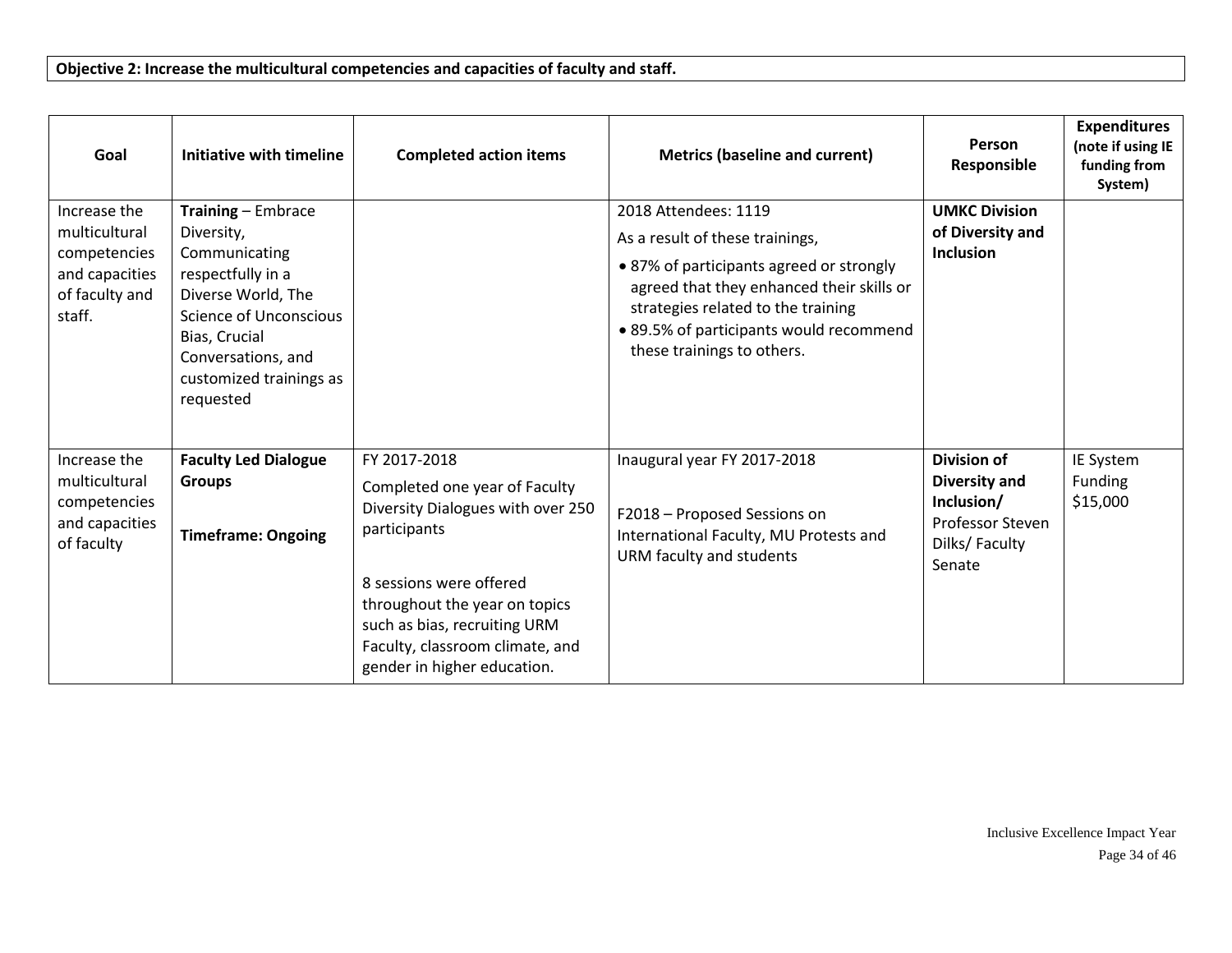**Objective 2: Increase the multicultural competencies and capacities of faculty and staff.**

| Goal | Initiative with timeline | Completed action items | Metrics (baseline and current) | Person Responsible | Expenditures (note if using IE funding from System) |
|---|---|---|---|---|---|
| Increase the multicultural competencies and capacities of faculty and staff. | **Training** – Embrace Diversity, Communicating respectfully in a Diverse World, The Science of Unconscious Bias, Crucial Conversations, and customized trainings as requested | | 2018 Attendees: 1119<br>As a result of these trainings,<br>• 87% of participants agreed or strongly agreed that they enhanced their skills or strategies related to the training<br>• 89.5% of participants would recommend these trainings to others. | **UMKC Division of Diversity and Inclusion** | |
| Increase the multicultural competencies and capacities of faculty | **Faculty Led Dialogue Groups**<br><br>**Timeframe: Ongoing** | FY 2017-2018<br>Completed one year of Faculty Diversity Dialogues with over 250 participants<br><br>8 sessions were offered throughout the year on topics such as bias, recruiting URM Faculty, classroom climate, and gender in higher education. | Inaugural year FY 2017-2018<br><br>F2018 – Proposed Sessions on International Faculty, MU Protests and URM faculty and students | **Division of Diversity and Inclusion/** Professor Steven Dilks/ Faculty Senate | IE System Funding $15,000 |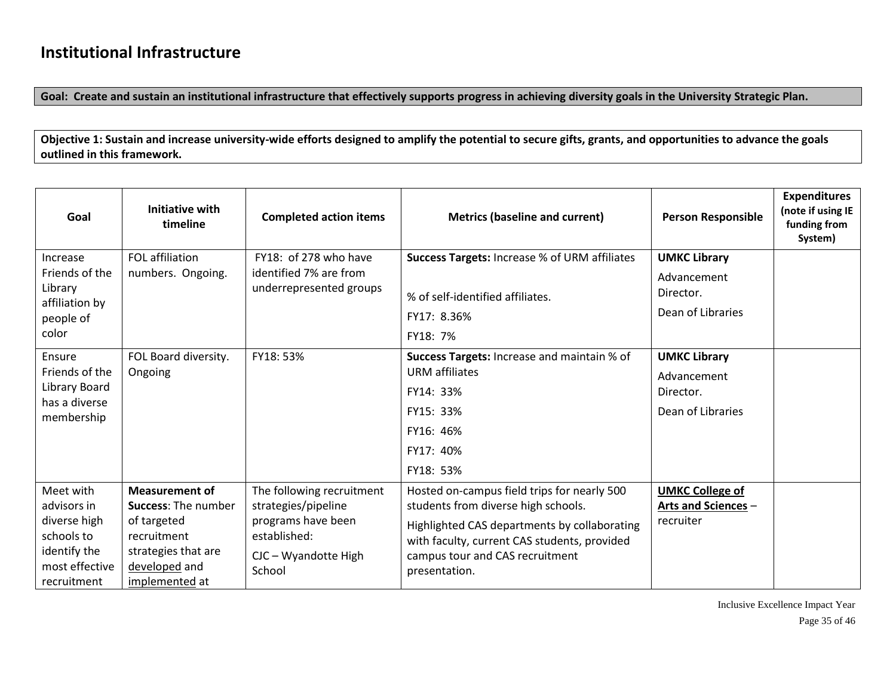## Institutional Infrastructure

**Goal: Create and sustain an institutional infrastructure that effectively supports progress in achieving diversity goals in the University Strategic Plan.**

**Objective 1: Sustain and increase university-wide efforts designed to amplify the potential to secure gifts, grants, and opportunities to advance the goals outlined in this framework.**

| Goal | Initiative with timeline | Completed action items | Metrics (baseline and current) | Person Responsible | Expenditures (note if using IE funding from System) |
|---|---|---|---|---|---|
| Increase Friends of the Library affiliation by people of color | FOL affiliation numbers. Ongoing. | FY18: of 278 who have identified 7% are from underrepresented groups | **Success Targets:** Increase % of URM affiliates<br><br>% of self-identified affiliates.<br>FY17: 8.36%<br>FY18: 7% | **UMKC Library**<br>Advancement Director.<br>Dean of Libraries | |
| Ensure Friends of the Library Board has a diverse membership | FOL Board diversity. Ongoing | FY18: 53% | **Success Targets:** Increase and maintain % of URM affiliates<br>FY14: 33%<br>FY15: 33%<br>FY16: 46%<br>FY17: 40%<br>FY18: 53% | **UMKC Library**<br>Advancement Director.<br>Dean of Libraries | |
| Meet with advisors in diverse high schools to identify the most effective recruitment | **Measurement of Success**: The number of targeted recruitment strategies that are developed and implemented at | The following recruitment strategies/pipeline programs have been established:<br>CJC – Wyandotte High School | Hosted on-campus field trips for nearly 500 students from diverse high schools.<br>Highlighted CAS departments by collaborating with faculty, current CAS students, provided campus tour and CAS recruitment presentation. | **UMKC College of Arts and Sciences** – recruiter | |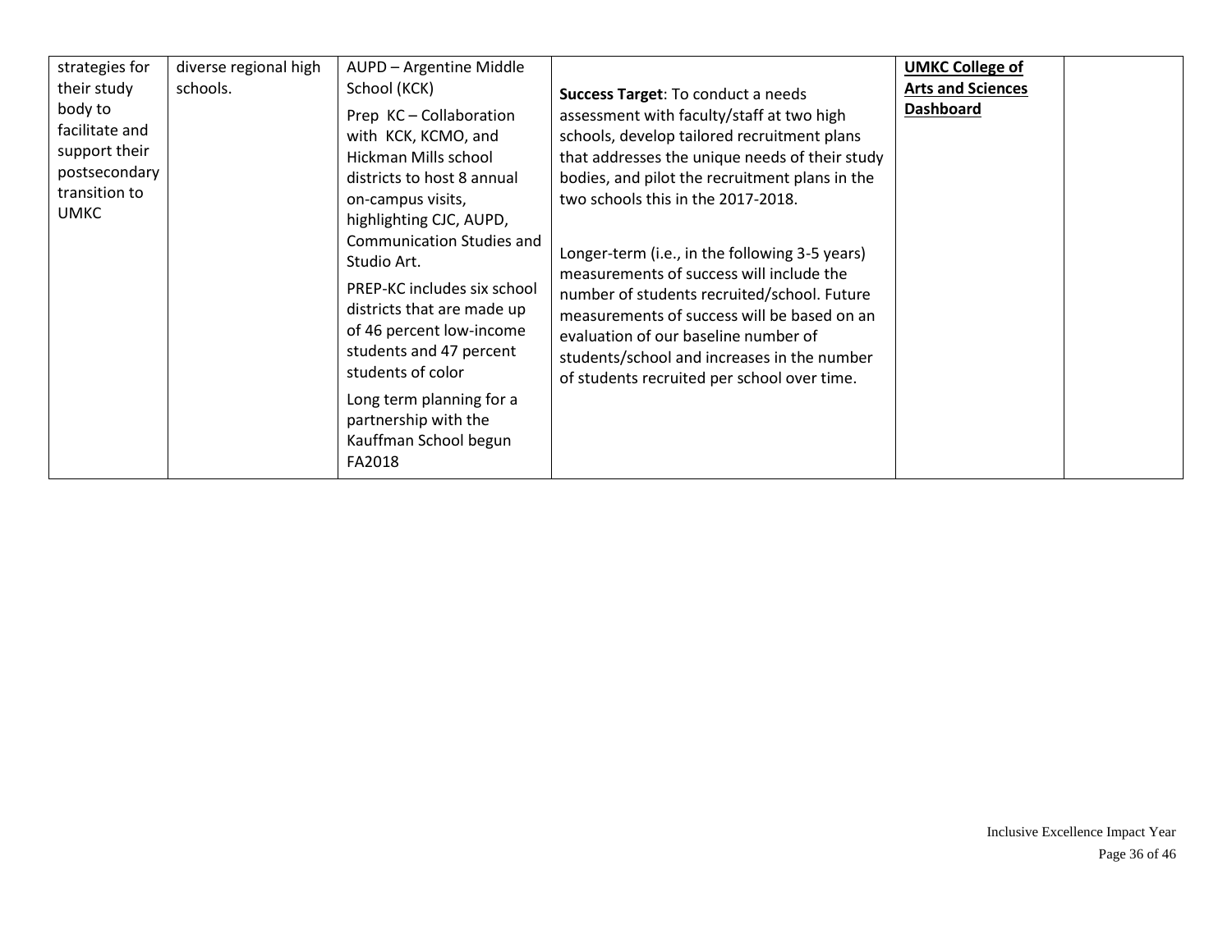| | | | | | |
|---|---|---|---|---|---|
| strategies for their study body to facilitate and support their postsecondary transition to UMKC | diverse regional high schools. | AUPD – Argentine Middle School (KCK)<br><br>Prep KC – Collaboration with KCK, KCMO, and Hickman Mills school districts to host 8 annual on-campus visits, highlighting CJC, AUPD, Communication Studies and Studio Art.<br><br>PREP-KC includes six school districts that are made up of 46 percent low-income students and 47 percent students of color<br><br>Long term planning for a partnership with the Kauffman School begun FA2018 | **Success Target**: To conduct a needs assessment with faculty/staff at two high schools, develop tailored recruitment plans that addresses the unique needs of their study bodies, and pilot the recruitment plans in the two schools this in the 2017-2018.<br><br>Longer-term (i.e., in the following 3-5 years) measurements of success will include the number of students recruited/school. Future measurements of success will be based on an evaluation of our baseline number of students/school and increases in the number of students recruited per school over time. | **UMKC College of Arts and Sciences Dashboard** | |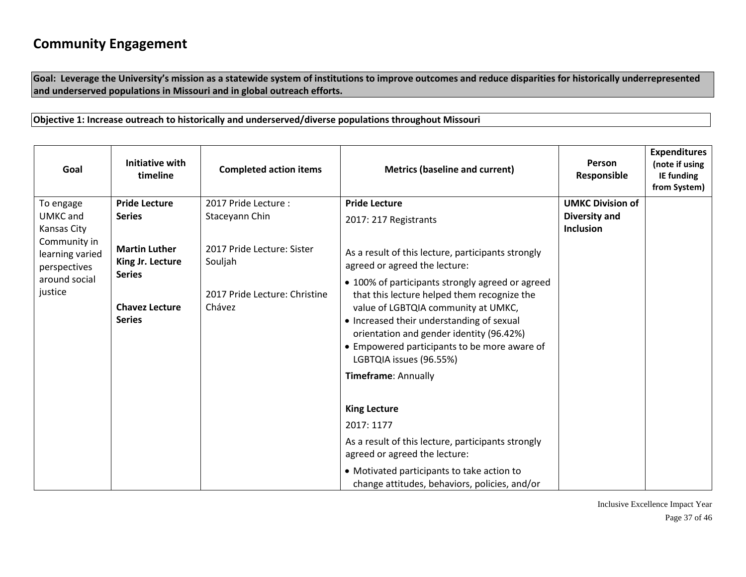# Community Engagement

**Goal: Leverage the University's mission as a statewide system of institutions to improve outcomes and reduce disparities for historically underrepresented and underserved populations in Missouri and in global outreach efforts.**

**Objective 1: Increase outreach to historically and underserved/diverse populations throughout Missouri**

| Goal | Initiative with timeline | Completed action items | Metrics (baseline and current) | Person Responsible | Expenditures (note if using IE funding from System) |
|---|---|---|---|---|---|
| To engage UMKC and Kansas City Community in learning varied perspectives around social justice | **Pride Lecture Series**<br><br>**Martin Luther King Jr. Lecture Series**<br><br>**Chavez Lecture Series** | 2017 Pride Lecture : Staceyann Chin<br><br>2017 Pride Lecture: Sister Souljah<br><br>2017 Pride Lecture: Christine Chávez | **Pride Lecture**<br>2017: 217 Registrants<br><br>As a result of this lecture, participants strongly agreed or agreed the lecture:<br>• 100% of participants strongly agreed or agreed that this lecture helped them recognize the value of LGBTQIA community at UMKC,<br>• Increased their understanding of sexual orientation and gender identity (96.42%)<br>• Empowered participants to be more aware of LGBTQIA issues (96.55%)<br>**Timeframe**: Annually<br><br>**King Lecture**<br>2017: 1177<br>As a result of this lecture, participants strongly agreed or agreed the lecture:<br>• Motivated participants to take action to change attitudes, behaviors, policies, and/or | **UMKC Division of Diversity and Inclusion** | |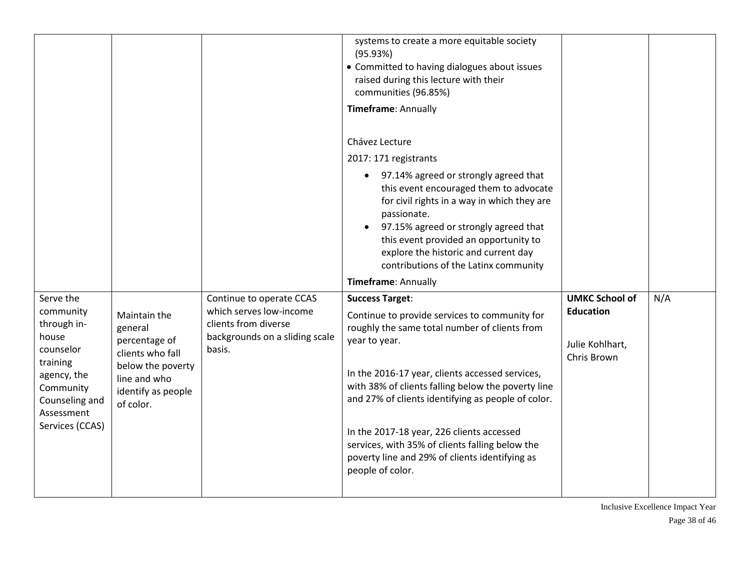|  |  |  |  |  |  |
|---|---|---|---|---|---|
|  |  |  | systems to create a more equitable society (95.93%)<br>• Committed to having dialogues about issues raised during this lecture with their communities (96.85%)<br>**Timeframe**: Annually<br><br>Chávez Lecture<br>2017: 171 registrants<br>• 97.14% agreed or strongly agreed that this event encouraged them to advocate for civil rights in a way in which they are passionate.<br>• 97.15% agreed or strongly agreed that this event provided an opportunity to explore the historic and current day contributions of the Latinx community<br>**Timeframe**: Annually |  |  |
| Serve the community through in-house counselor training agency, the Community Counseling and Assessment Services (CCAS) | Maintain the general percentage of clients who fall below the poverty line and who identify as people of color. | Continue to operate CCAS which serves low-income clients from diverse backgrounds on a sliding scale basis. | **Success Target**:<br>Continue to provide services to community for roughly the same total number of clients from year to year.<br><br>In the 2016-17 year, clients accessed services, with 38% of clients falling below the poverty line and 27% of clients identifying as people of color.<br><br>In the 2017-18 year, 226 clients accessed services, with 35% of clients falling below the poverty line and 29% of clients identifying as people of color. | **UMKC School of Education**<br><br>Julie Kohlhart, Chris Brown | N/A |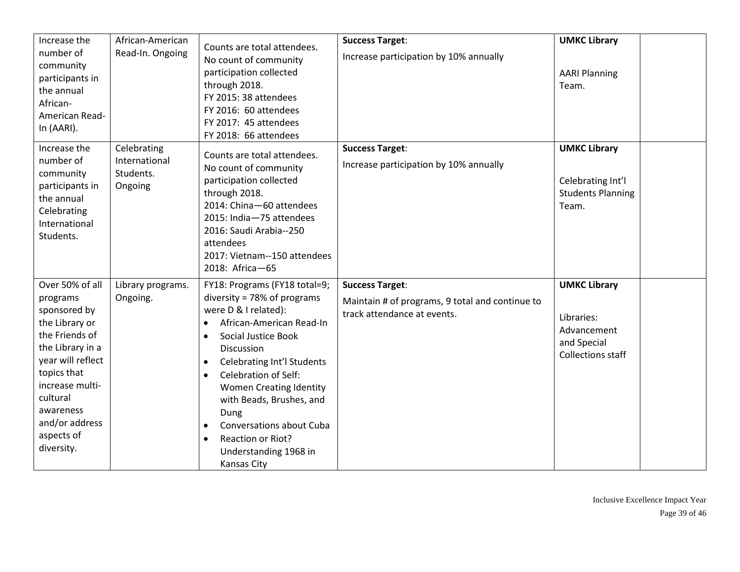| Increase the number of community participants in the annual African-American Read-In (AARI). | African-American Read-In. Ongoing | Counts are total attendees. No count of community participation collected through 2018.<br>FY 2015: 38 attendees<br>FY 2016: 60 attendees<br>FY 2017: 45 attendees<br>FY 2018: 66 attendees | **Success Target**:<br>Increase participation by 10% annually | **UMKC Library**<br><br>AARI Planning Team. | |
|---|---|---|---|---|---|
| Increase the number of community participants in the annual Celebrating International Students. | Celebrating International Students. Ongoing | Counts are total attendees. No count of community participation collected through 2018.<br>2014: China—60 attendees<br>2015: India—75 attendees<br>2016: Saudi Arabia--250 attendees<br>2017: Vietnam--150 attendees<br>2018: Africa—65 | **Success Target**:<br>Increase participation by 10% annually | **UMKC Library**<br><br>Celebrating Int'l Students Planning Team. | |
| Over 50% of all programs sponsored by the Library or the Friends of the Library in a year will reflect topics that increase multi-cultural awareness and/or address aspects of diversity. | Library programs. Ongoing. | FY18: Programs (FY18 total=9; diversity = 78% of programs were D & I related):<br>• African-American Read-In<br>• Social Justice Book Discussion<br>• Celebrating Int'l Students<br>• Celebration of Self: Women Creating Identity with Beads, Brushes, and Dung<br>• Conversations about Cuba<br>• Reaction or Riot? Understanding 1968 in Kansas City | **Success Target**:<br>Maintain # of programs, 9 total and continue to track attendance at events. | **UMKC Library**<br><br>Libraries: Advancement and Special Collections staff | |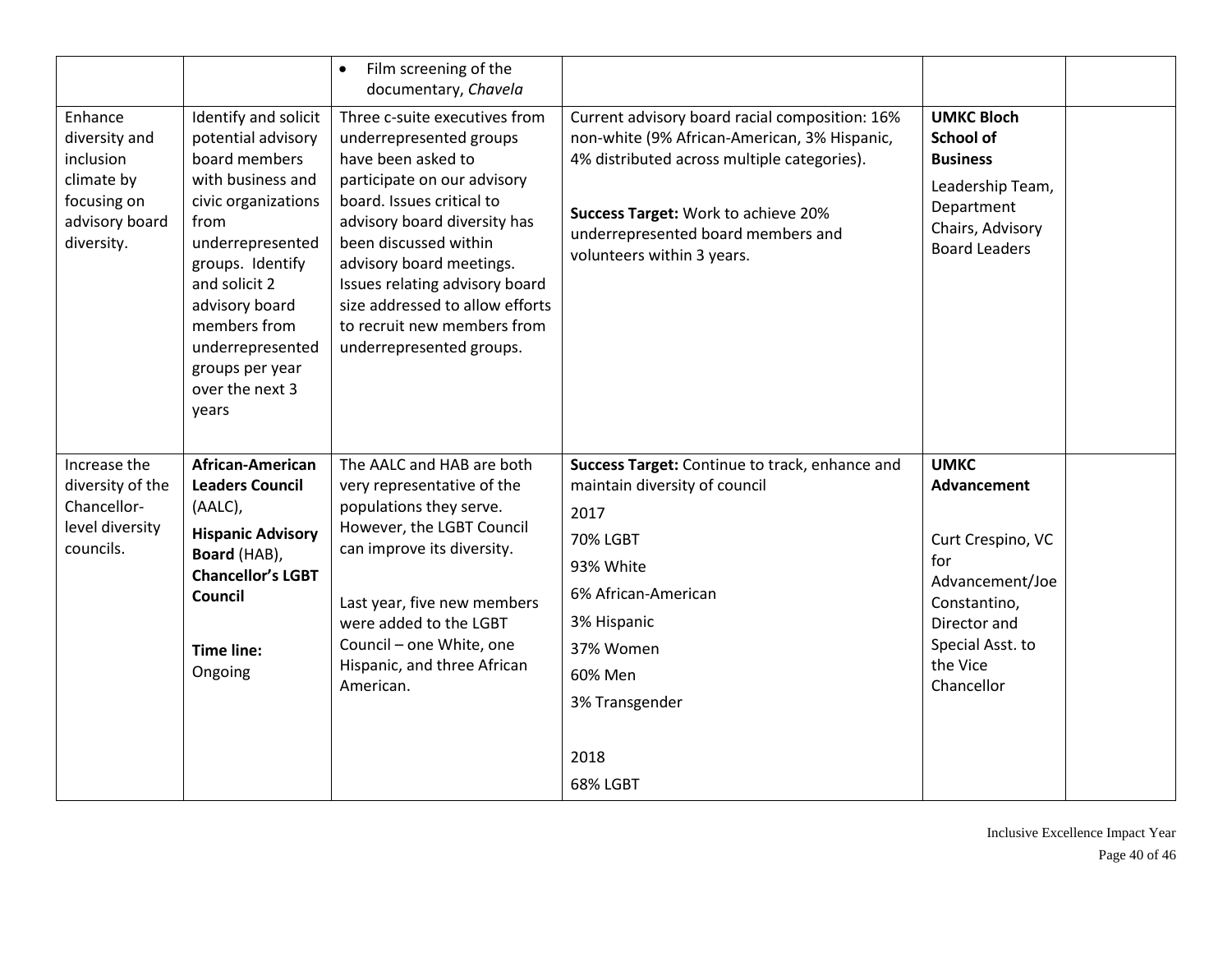| | | | | | |
|---|---|---|---|---|---|
| | | • Film screening of the documentary, *Chavela* | | | |
| Enhance diversity and inclusion climate by focusing on advisory board diversity. | Identify and solicit potential advisory board members with business and civic organizations from underrepresented groups. Identify and solicit 2 advisory board members from underrepresented groups per year over the next 3 years | Three c-suite executives from underrepresented groups have been asked to participate on our advisory board. Issues critical to advisory board diversity has been discussed within advisory board meetings. Issues relating advisory board size addressed to allow efforts to recruit new members from underrepresented groups. | Current advisory board racial composition: 16% non-white (9% African-American, 3% Hispanic, 4% distributed across multiple categories).<br><br>**Success Target:** Work to achieve 20% underrepresented board members and volunteers within 3 years. | **UMKC Bloch School of Business**<br><br>Leadership Team, Department Chairs, Advisory Board Leaders | |
| Increase the diversity of the Chancellor-level diversity councils. | **African-American Leaders Council** (AALC),<br><br>**Hispanic Advisory Board** (HAB),<br>**Chancellor's LGBT Council**<br><br>**Time line:** Ongoing | The AALC and HAB are both very representative of the populations they serve. However, the LGBT Council can improve its diversity.<br><br>Last year, five new members were added to the LGBT Council – one White, one Hispanic, and three African American. | **Success Target:** Continue to track, enhance and maintain diversity of council<br><br>2017<br>70% LGBT<br>93% White<br>6% African-American<br>3% Hispanic<br>37% Women<br>60% Men<br>3% Transgender<br><br>2018<br>68% LGBT | **UMKC Advancement**<br><br>Curt Crespino, VC for Advancement/Joe Constantino, Director and Special Asst. to the Vice Chancellor | |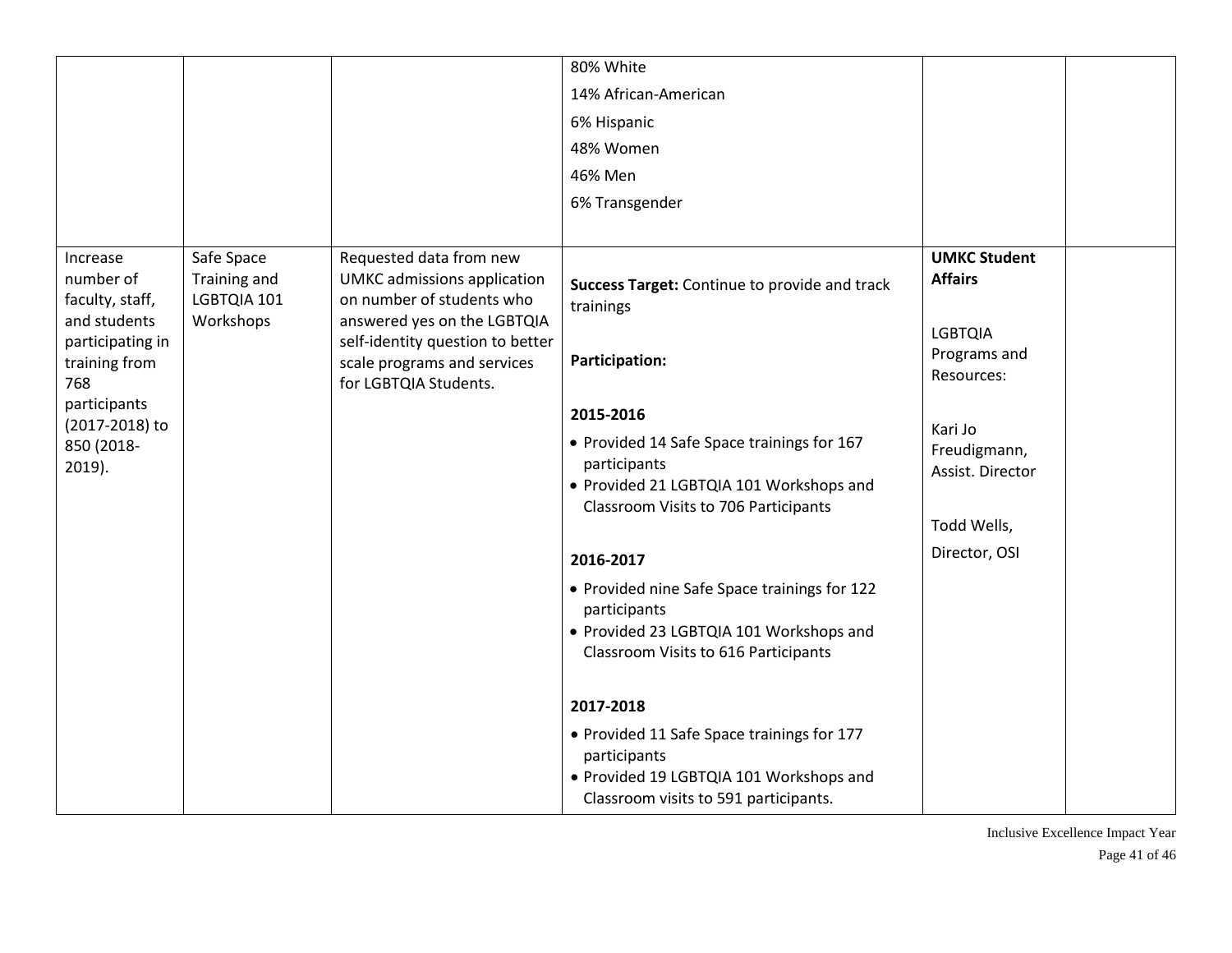| | | | | | |
|---|---|---|---|---|---|
| | | | 80% White<br>14% African-American<br>6% Hispanic<br>48% Women<br>46% Men<br>6% Transgender | | |
| Increase number of faculty, staff, and students participating in training from 768 participants (2017-2018) to 850 (2018-2019). | Safe Space Training and LGBTQIA 101 Workshops | Requested data from new UMKC admissions application on number of students who answered yes on the LGBTQIA self-identity question to better scale programs and services for LGBTQIA Students. | **Success Target:** Continue to provide and track trainings<br><br>**Participation:**<br><br>**2015-2016**<br>• Provided 14 Safe Space trainings for 167 participants<br>• Provided 21 LGBTQIA 101 Workshops and Classroom Visits to 706 Participants<br><br>**2016-2017**<br>• Provided nine Safe Space trainings for 122 participants<br>• Provided 23 LGBTQIA 101 Workshops and Classroom Visits to 616 Participants<br><br>**2017-2018**<br>• Provided 11 Safe Space trainings for 177 participants<br>• Provided 19 LGBTQIA 101 Workshops and Classroom visits to 591 participants. | **UMKC Student Affairs**<br><br>LGBTQIA Programs and Resources:<br><br>Kari Jo Freudigmann, Assist. Director<br><br>Todd Wells, Director, OSI | |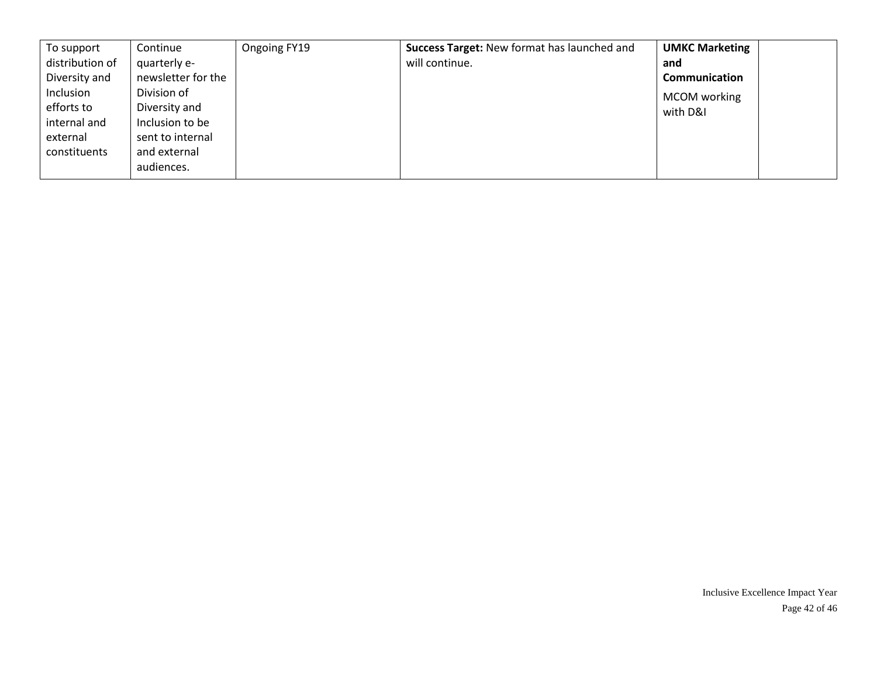| | | | | | |
|---|---|---|---|---|---|
| To support distribution of Diversity and Inclusion efforts to internal and external constituents | Continue quarterly e-newsletter for the Division of Diversity and Inclusion to be sent to internal and external audiences. | Ongoing FY19 | **Success Target:** New format has launched and will continue. | **UMKC Marketing and Communication** MCOM working with D&I | |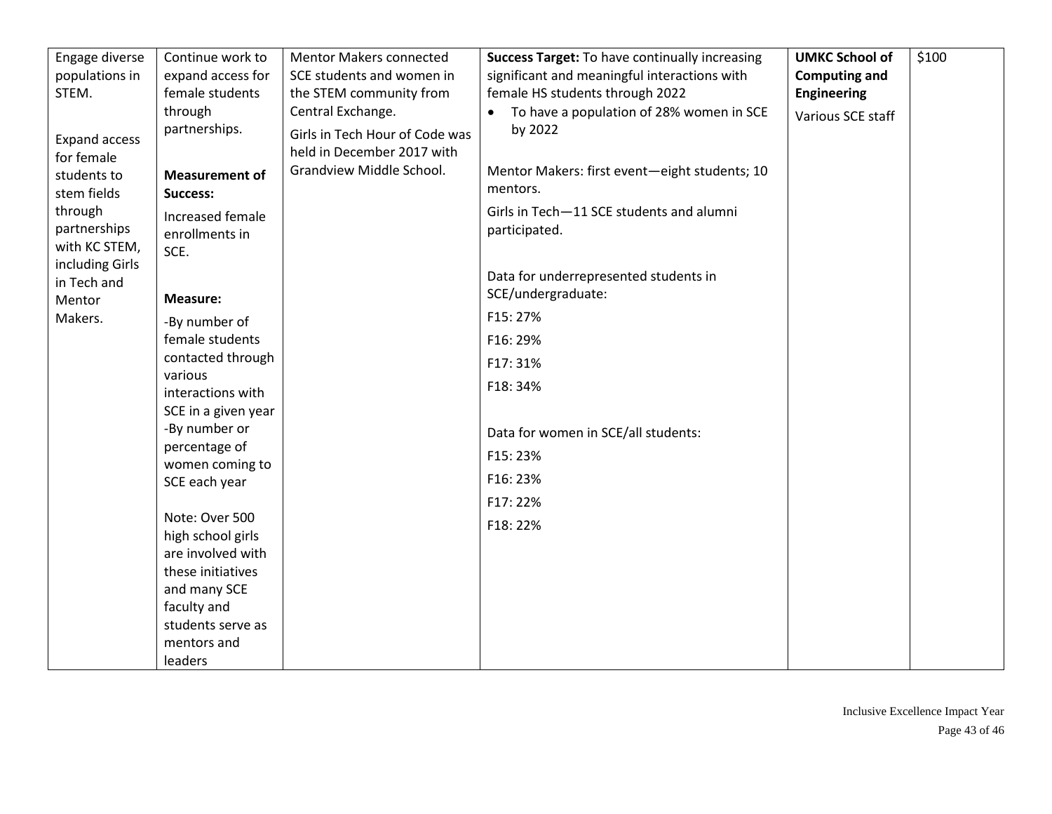| | | | | | |
|---|---|---|---|---|---|
| Engage diverse populations in STEM.<br><br>Expand access for female students to stem fields through partnerships with KC STEM, including Girls in Tech and Mentor Makers. | Continue work to expand access for female students through partnerships.<br><br>**Measurement of Success:**<br>Increased female enrollments in SCE.<br><br>**Measure:**<br>-By number of female students contacted through various interactions with SCE in a given year<br>-By number or percentage of women coming to SCE each year<br><br>Note: Over 500 high school girls are involved with these initiatives and many SCE faculty and students serve as mentors and leaders | Mentor Makers connected SCE students and women in the STEM community from Central Exchange.<br><br>Girls in Tech Hour of Code was held in December 2017 with Grandview Middle School. | **Success Target:** To have continually increasing significant and meaningful interactions with female HS students through 2022<br>• To have a population of 28% women in SCE by 2022<br><br>Mentor Makers: first event—eight students; 10 mentors.<br><br>Girls in Tech—11 SCE students and alumni participated.<br><br>Data for underrepresented students in SCE/undergraduate:<br>F15: 27%<br>F16: 29%<br>F17: 31%<br>F18: 34%<br><br>Data for women in SCE/all students:<br>F15: 23%<br>F16: 23%<br>F17: 22%<br>F18: 22% | **UMKC School of Computing and Engineering**<br><br>Various SCE staff | $100 |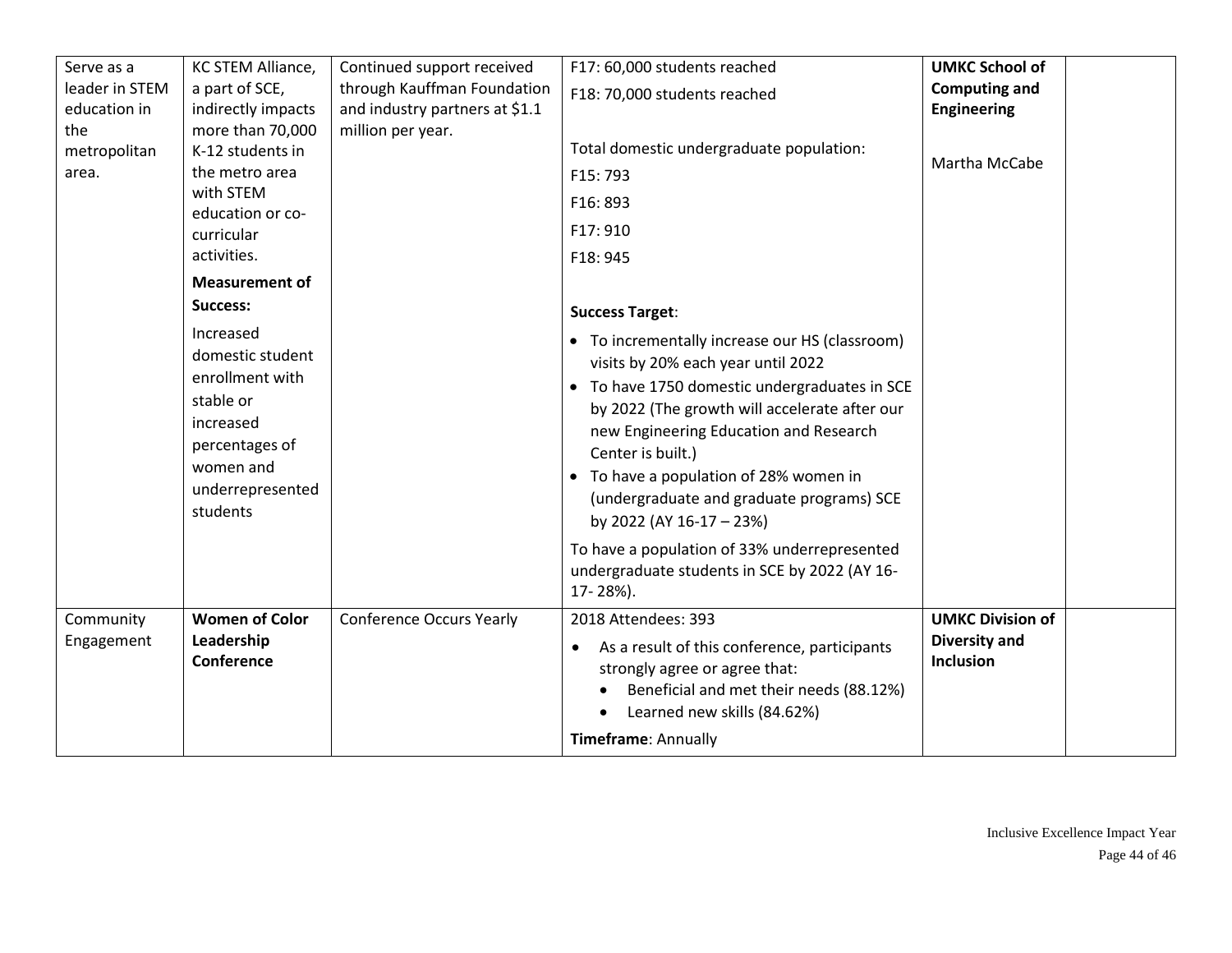| | | | | | |
|---|---|---|---|---|---|
| Serve as a leader in STEM education in the metropolitan area. | KC STEM Alliance, a part of SCE, indirectly impacts more than 70,000 K-12 students in the metro area with STEM education or co-curricular activities.<br><br>**Measurement of Success:**<br><br>Increased domestic student enrollment with stable or increased percentages of women and underrepresented students | Continued support received through Kauffman Foundation and industry partners at $1.1 million per year. | F17: 60,000 students reached<br>F18: 70,000 students reached<br><br>Total domestic undergraduate population:<br>F15: 793<br>F16: 893<br>F17: 910<br>F18: 945<br><br>**Success Target**:<br>• To incrementally increase our HS (classroom) visits by 20% each year until 2022<br>• To have 1750 domestic undergraduates in SCE by 2022 (The growth will accelerate after our new Engineering Education and Research Center is built.)<br>• To have a population of 28% women in (undergraduate and graduate programs) SCE by 2022 (AY 16-17 – 23%)<br><br>To have a population of 33% underrepresented undergraduate students in SCE by 2022 (AY 16-17- 28%). | **UMKC School of Computing and Engineering**<br><br>Martha McCabe | |
| Community Engagement | **Women of Color Leadership Conference** | Conference Occurs Yearly | 2018 Attendees: 393<br>• As a result of this conference, participants strongly agree or agree that:<br>  • Beneficial and met their needs (88.12%)<br>  • Learned new skills (84.62%)<br><br>**Timeframe**: Annually | **UMKC Division of Diversity and Inclusion** | |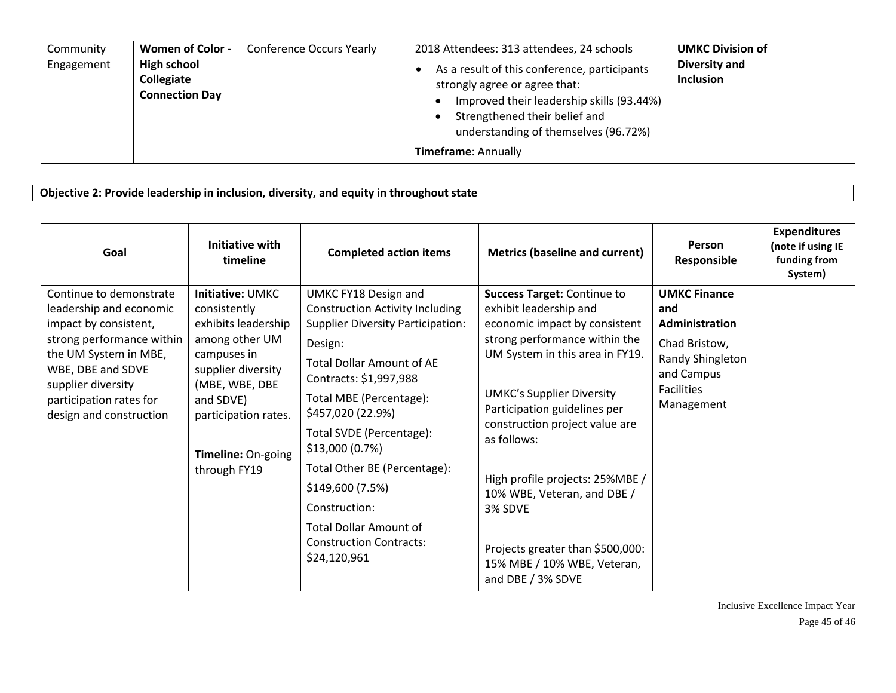| Community Engagement | **Women of Color - High school Collegiate Connection Day** | Conference Occurs Yearly | 2018 Attendees: 313 attendees, 24 schools<br>• As a result of this conference, participants strongly agree or agree that:<br>  • Improved their leadership skills (93.44%)<br>  • Strengthened their belief and understanding of themselves (96.72%)<br>**Timeframe**: Annually | **UMKC Division of Diversity and Inclusion** | |
|---|---|---|---|---|---|

**Objective 2: Provide leadership in inclusion, diversity, and equity in throughout state**

| Goal | Initiative with timeline | Completed action items | Metrics (baseline and current) | Person Responsible | Expenditures (note if using IE funding from System) |
|---|---|---|---|---|---|
| Continue to demonstrate leadership and economic impact by consistent, strong performance within the UM System in MBE, WBE, DBE and SDVE supplier diversity participation rates for design and construction | **Initiative:** UMKC consistently exhibits leadership among other UM campuses in supplier diversity (MBE, WBE, DBE and SDVE) participation rates.<br><br>**Timeline:** On-going through FY19 | UMKC FY18 Design and Construction Activity Including Supplier Diversity Participation:<br>Design:<br>Total Dollar Amount of AE Contracts: $1,997,988<br>Total MBE (Percentage): $457,020 (22.9%)<br>Total SVDE (Percentage): $13,000 (0.7%)<br>Total Other BE (Percentage):<br>$149,600 (7.5%)<br>Construction:<br>Total Dollar Amount of Construction Contracts: $24,120,961 | **Success Target:** Continue to exhibit leadership and economic impact by consistent strong performance within the UM System in this area in FY19.<br><br>UMKC's Supplier Diversity Participation guidelines per construction project value are as follows:<br><br>High profile projects: 25%MBE / 10% WBE, Veteran, and DBE / 3% SDVE<br><br>Projects greater than $500,000: 15% MBE / 10% WBE, Veteran, and DBE / 3% SDVE | **UMKC Finance and Administration**<br>Chad Bristow, Randy Shingleton and Campus Facilities Management | |

Inclusive Excellence Impact Year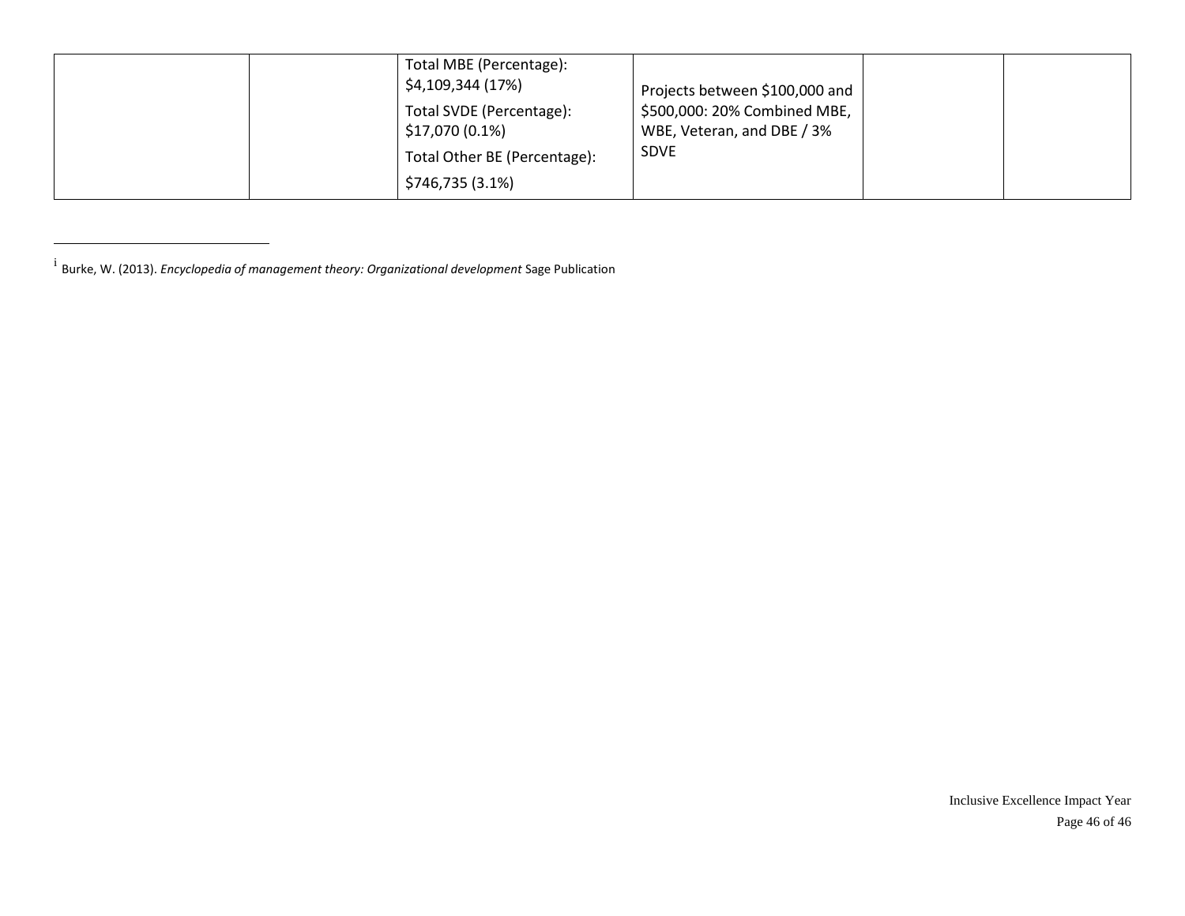| | | | | | |
|---|---|---|---|---|---|
| | | Total MBE (Percentage): $4,109,344 (17%)<br>Total SVDE (Percentage): $17,070 (0.1%)<br>Total Other BE (Percentage):<br>$746,735 (3.1%) | Projects between $100,000 and $500,000: 20% Combined MBE, WBE, Veteran, and DBE / 3% SDVE | | |

---

[i] Burke, W. (2013). *Encyclopedia of management theory: Organizational development* Sage Publication